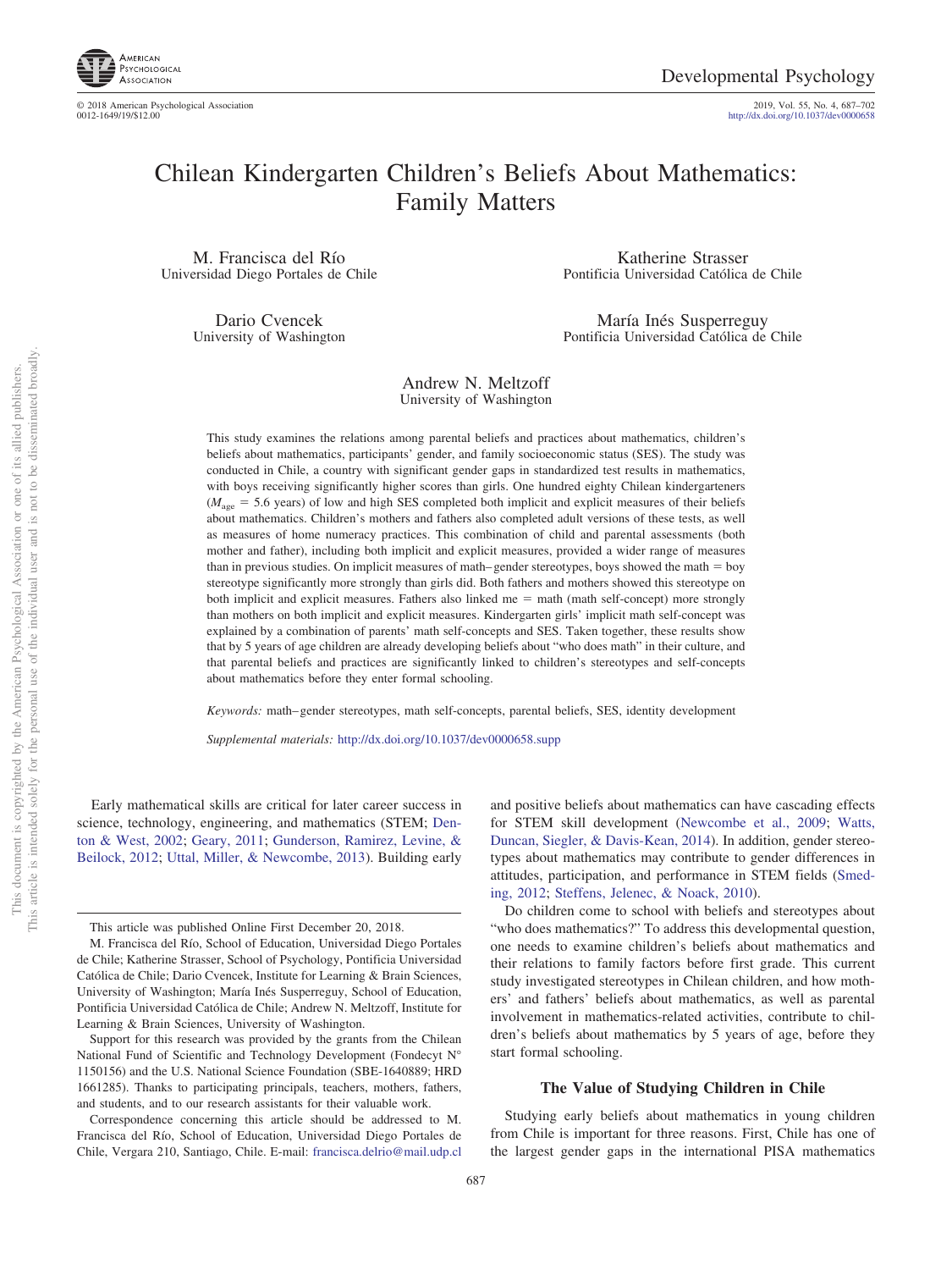# Chilean Kindergarten Children's Beliefs About Mathematics: Family Matters

M. Francisca del Río
Universidad Diego Portales de Chile

Katherine Strasser
Pontificia Universidad Católica de Chile

Dario Cvencek
University of Washington

María Inés Susperreguy
Pontificia Universidad Católica de Chile

Andrew N. Meltzoff
University of Washington

This study examines the relations among parental beliefs and practices about mathematics, children's beliefs about mathematics, participants' gender, and family socioeconomic status (SES). The study was conducted in Chile, a country with significant gender gaps in standardized test results in mathematics, with boys receiving significantly higher scores than girls. One hundred eighty Chilean kindergarteners ($M_{\text{age}}$ = 5.6 years) of low and high SES completed both implicit and explicit measures of their beliefs about mathematics. Children's mothers and fathers also completed adult versions of these tests, as well as measures of home numeracy practices. This combination of child and parental assessments (both mother and father), including both implicit and explicit measures, provided a wider range of measures than in previous studies. On implicit measures of math–gender stereotypes, boys showed the math = boy stereotype significantly more strongly than girls did. Both fathers and mothers showed this stereotype on both implicit and explicit measures. Fathers also linked me = math (math self-concept) more strongly than mothers on both implicit and explicit measures. Kindergarten girls' implicit math self-concept was explained by a combination of parents' math self-concepts and SES. Taken together, these results show that by 5 years of age children are already developing beliefs about "who does math" in their culture, and that parental beliefs and practices are significantly linked to children's stereotypes and self-concepts about mathematics before they enter formal schooling.

*Keywords:* math–gender stereotypes, math self-concepts, parental beliefs, SES, identity development

*Supplemental materials:* http://dx.doi.org/10.1037/dev0000658.supp

Early mathematical skills are critical for later career success in science, technology, engineering, and mathematics (STEM; Denton & West, 2002; Geary, 2011; Gunderson, Ramirez, Levine, & Beilock, 2012; Uttal, Miller, & Newcombe, 2013). Building early and positive beliefs about mathematics can have cascading effects for STEM skill development (Newcombe et al., 2009; Watts, Duncan, Siegler, & Davis-Kean, 2014). In addition, gender stereotypes about mathematics may contribute to gender differences in attitudes, participation, and performance in STEM fields (Smeding, 2012; Steffens, Jelenec, & Noack, 2010).

Do children come to school with beliefs and stereotypes about "who does mathematics?" To address this developmental question, one needs to examine children's beliefs about mathematics and their relations to family factors before first grade. This current study investigated stereotypes in Chilean children, and how mothers' and fathers' beliefs about mathematics, as well as parental involvement in mathematics-related activities, contribute to children's beliefs about mathematics by 5 years of age, before they start formal schooling.

## The Value of Studying Children in Chile

Studying early beliefs about mathematics in young children from Chile is important for three reasons. First, Chile has one of the largest gender gaps in the international PISA mathematics

---

This article was published Online First December 20, 2018.

M. Francisca del Río, School of Education, Universidad Diego Portales de Chile; Katherine Strasser, School of Psychology, Pontificia Universidad Católica de Chile; Dario Cvencek, Institute for Learning & Brain Sciences, University of Washington; María Inés Susperreguy, School of Education, Pontificia Universidad Católica de Chile; Andrew N. Meltzoff, Institute for Learning & Brain Sciences, University of Washington.

Support for this research was provided by the grants from the Chilean National Fund of Scientific and Technology Development (Fondecyt N° 1150156) and the U.S. National Science Foundation (SBE-1640889; HRD 1661285). Thanks to participating principals, teachers, mothers, fathers, and students, and to our research assistants for their valuable work.

Correspondence concerning this article should be addressed to M. Francisca del Río, School of Education, Universidad Diego Portales de Chile, Vergara 210, Santiago, Chile. E-mail: francisca.delrio@mail.udp.cl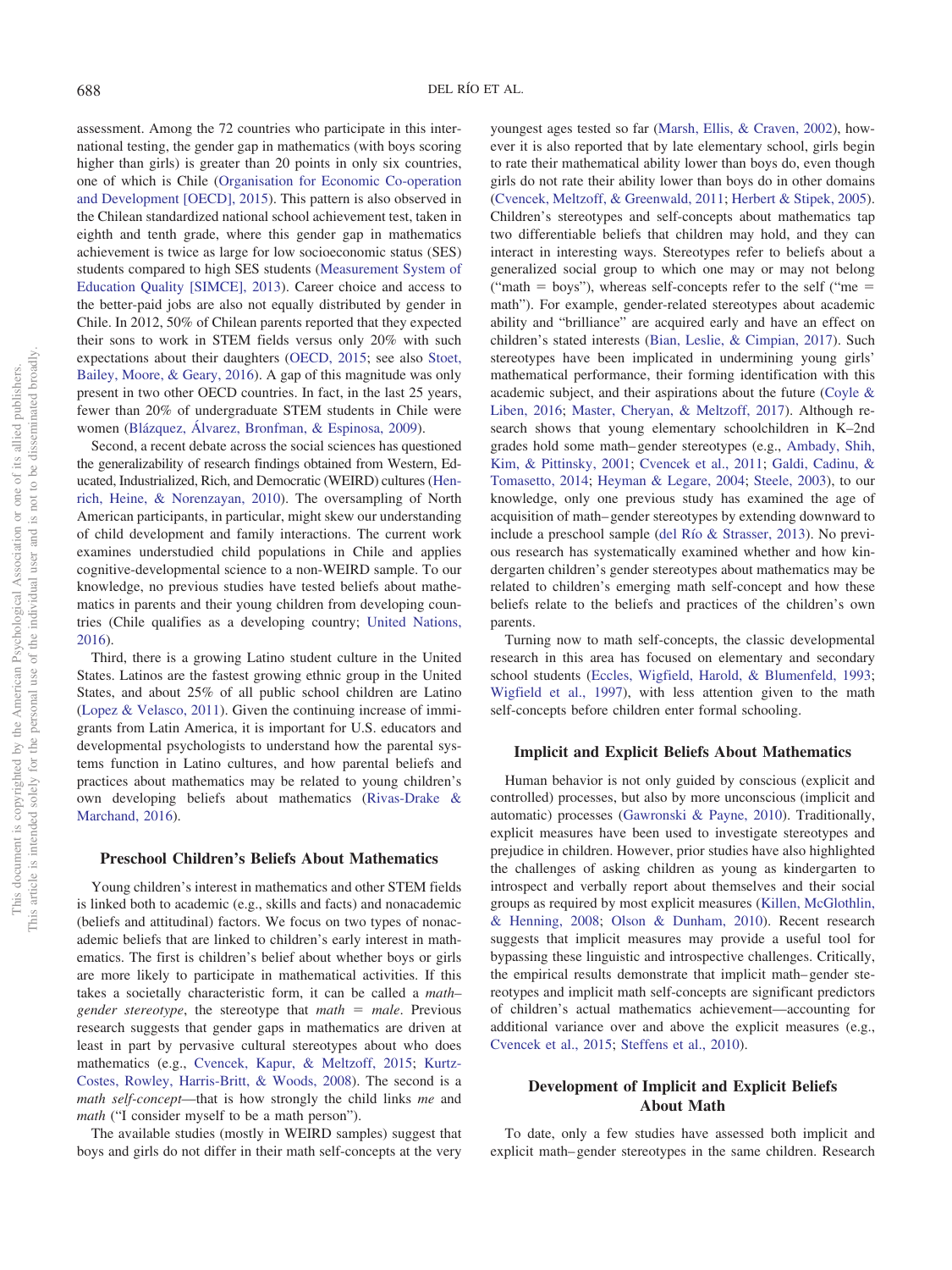assessment. Among the 72 countries who participate in this international testing, the gender gap in mathematics (with boys scoring higher than girls) is greater than 20 points in only six countries, one of which is Chile (Organisation for Economic Co-operation and Development [OECD], 2015). This pattern is also observed in the Chilean standardized national school achievement test, taken in eighth and tenth grade, where this gender gap in mathematics achievement is twice as large for low socioeconomic status (SES) students compared to high SES students (Measurement System of Education Quality [SIMCE], 2013). Career choice and access to the better-paid jobs are also not equally distributed by gender in Chile. In 2012, 50% of Chilean parents reported that they expected their sons to work in STEM fields versus only 20% with such expectations about their daughters (OECD, 2015; see also Stoet, Bailey, Moore, & Geary, 2016). A gap of this magnitude was only present in two other OECD countries. In fact, in the last 25 years, fewer than 20% of undergraduate STEM students in Chile were women (Blázquez, Álvarez, Bronfman, & Espinosa, 2009).

Second, a recent debate across the social sciences has questioned the generalizability of research findings obtained from Western, Educated, Industrialized, Rich, and Democratic (WEIRD) cultures (Henrich, Heine, & Norenzayan, 2010). The oversampling of North American participants, in particular, might skew our understanding of child development and family interactions. The current work examines understudied child populations in Chile and applies cognitive-developmental science to a non-WEIRD sample. To our knowledge, no previous studies have tested beliefs about mathematics in parents and their young children from developing countries (Chile qualifies as a developing country; United Nations, 2016).

Third, there is a growing Latino student culture in the United States. Latinos are the fastest growing ethnic group in the United States, and about 25% of all public school children are Latino (Lopez & Velasco, 2011). Given the continuing increase of immigrants from Latin America, it is important for U.S. educators and developmental psychologists to understand how the parental systems function in Latino cultures, and how parental beliefs and practices about mathematics may be related to young children's own developing beliefs about mathematics (Rivas-Drake & Marchand, 2016).

## Preschool Children's Beliefs About Mathematics

Young children's interest in mathematics and other STEM fields is linked both to academic (e.g., skills and facts) and nonacademic (beliefs and attitudinal) factors. We focus on two types of nonacademic beliefs that are linked to children's early interest in mathematics. The first is children's belief about whether boys or girls are more likely to participate in mathematical activities. If this takes a societally characteristic form, it can be called a *math–gender stereotype*, the stereotype that *math* = *male*. Previous research suggests that gender gaps in mathematics are driven at least in part by pervasive cultural stereotypes about who does mathematics (e.g., Cvencek, Kapur, & Meltzoff, 2015; Kurtz-Costes, Rowley, Harris-Britt, & Woods, 2008). The second is a *math self-concept*—that is how strongly the child links *me* and *math* ("I consider myself to be a math person").

The available studies (mostly in WEIRD samples) suggest that boys and girls do not differ in their math self-concepts at the very youngest ages tested so far (Marsh, Ellis, & Craven, 2002), however it is also reported that by late elementary school, girls begin to rate their mathematical ability lower than boys do, even though girls do not rate their ability lower than boys do in other domains (Cvencek, Meltzoff, & Greenwald, 2011; Herbert & Stipek, 2005). Children's stereotypes and self-concepts about mathematics tap two differentiable beliefs that children may hold, and they can interact in interesting ways. Stereotypes refer to beliefs about a generalized social group to which one may or may not belong ("math = boys"), whereas self-concepts refer to the self ("me = math"). For example, gender-related stereotypes about academic ability and "brilliance" are acquired early and have an effect on children's stated interests (Bian, Leslie, & Cimpian, 2017). Such stereotypes have been implicated in undermining young girls' mathematical performance, their forming identification with this academic subject, and their aspirations about the future (Coyle & Liben, 2016; Master, Cheryan, & Meltzoff, 2017). Although research shows that young elementary schoolchildren in K–2nd grades hold some math–gender stereotypes (e.g., Ambady, Shih, Kim, & Pittinsky, 2001; Cvencek et al., 2011; Galdi, Cadinu, & Tomasetto, 2014; Heyman & Legare, 2004; Steele, 2003), to our knowledge, only one previous study has examined the age of acquisition of math–gender stereotypes by extending downward to include a preschool sample (del Río & Strasser, 2013). No previous research has systematically examined whether and how kindergarten children's gender stereotypes about mathematics may be related to children's emerging math self-concept and how these beliefs relate to the beliefs and practices of the children's own parents.

Turning now to math self-concepts, the classic developmental research in this area has focused on elementary and secondary school students (Eccles, Wigfield, Harold, & Blumenfeld, 1993; Wigfield et al., 1997), with less attention given to the math self-concepts before children enter formal schooling.

## Implicit and Explicit Beliefs About Mathematics

Human behavior is not only guided by conscious (explicit and controlled) processes, but also by more unconscious (implicit and automatic) processes (Gawronski & Payne, 2010). Traditionally, explicit measures have been used to investigate stereotypes and prejudice in children. However, prior studies have also highlighted the challenges of asking children as young as kindergarten to introspect and verbally report about themselves and their social groups as required by most explicit measures (Killen, McGlothlin, & Henning, 2008; Olson & Dunham, 2010). Recent research suggests that implicit measures may provide a useful tool for bypassing these linguistic and introspective challenges. Critically, the empirical results demonstrate that implicit math–gender stereotypes and implicit math self-concepts are significant predictors of children's actual mathematics achievement—accounting for additional variance over and above the explicit measures (e.g., Cvencek et al., 2015; Steffens et al., 2010).

## Development of Implicit and Explicit Beliefs About Math

To date, only a few studies have assessed both implicit and explicit math–gender stereotypes in the same children. Research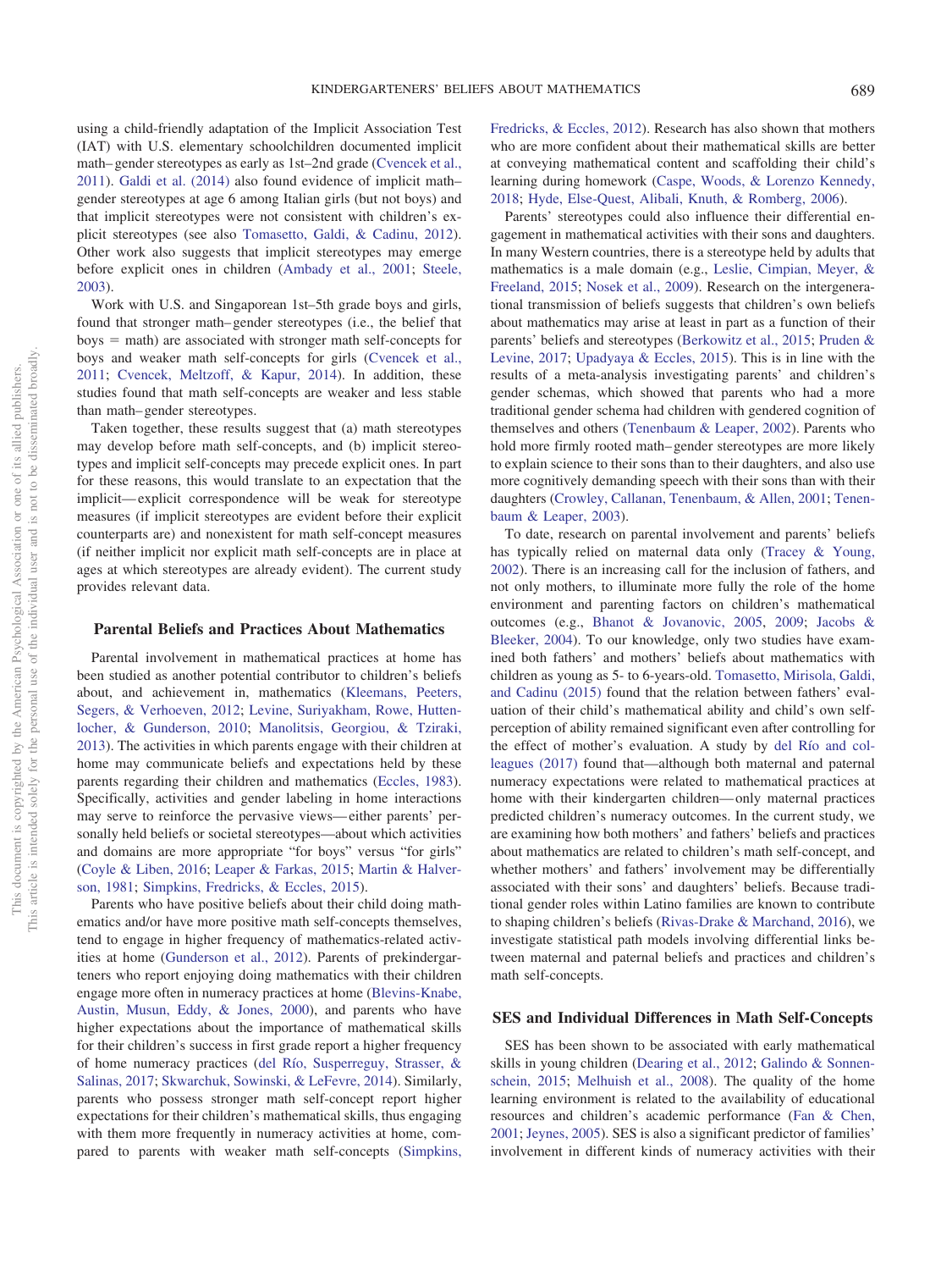using a child-friendly adaptation of the Implicit Association Test (IAT) with U.S. elementary schoolchildren documented implicit math–gender stereotypes as early as 1st–2nd grade (Cvencek et al., 2011). Galdi et al. (2014) also found evidence of implicit math–gender stereotypes at age 6 among Italian girls (but not boys) and that implicit stereotypes were not consistent with children's explicit stereotypes (see also Tomasetto, Galdi, & Cadinu, 2012). Other work also suggests that implicit stereotypes may emerge before explicit ones in children (Ambady et al., 2001; Steele, 2003).

Work with U.S. and Singaporean 1st–5th grade boys and girls, found that stronger math–gender stereotypes (i.e., the belief that boys = math) are associated with stronger math self-concepts for boys and weaker math self-concepts for girls (Cvencek et al., 2011; Cvencek, Meltzoff, & Kapur, 2014). In addition, these studies found that math self-concepts are weaker and less stable than math–gender stereotypes.

Taken together, these results suggest that (a) math stereotypes may develop before math self-concepts, and (b) implicit stereotypes and implicit self-concepts may precede explicit ones. In part for these reasons, this would translate to an expectation that the implicit—explicit correspondence will be weak for stereotype measures (if implicit stereotypes are evident before their explicit counterparts are) and nonexistent for math self-concept measures (if neither implicit nor explicit math self-concepts are in place at ages at which stereotypes are already evident). The current study provides relevant data.

## Parental Beliefs and Practices About Mathematics

Parental involvement in mathematical practices at home has been studied as another potential contributor to children's beliefs about, and achievement in, mathematics (Kleemans, Peeters, Segers, & Verhoeven, 2012; Levine, Suriyakham, Rowe, Huttenlocher, & Gunderson, 2010; Manolitsis, Georgiou, & Tziraki, 2013). The activities in which parents engage with their children at home may communicate beliefs and expectations held by these parents regarding their children and mathematics (Eccles, 1983). Specifically, activities and gender labeling in home interactions may serve to reinforce the pervasive views—either parents' personally held beliefs or societal stereotypes—about which activities and domains are more appropriate "for boys" versus "for girls" (Coyle & Liben, 2016; Leaper & Farkas, 2015; Martin & Halverson, 1981; Simpkins, Fredricks, & Eccles, 2015).

Parents who have positive beliefs about their child doing mathematics and/or have more positive math self-concepts themselves, tend to engage in higher frequency of mathematics-related activities at home (Gunderson et al., 2012). Parents of prekindergarteners who report enjoying doing mathematics with their children engage more often in numeracy practices at home (Blevins-Knabe, Austin, Musun, Eddy, & Jones, 2000), and parents who have higher expectations about the importance of mathematical skills for their children's success in first grade report a higher frequency of home numeracy practices (del Río, Susperreguy, Strasser, & Salinas, 2017; Skwarchuk, Sowinski, & LeFevre, 2014). Similarly, parents who possess stronger math self-concept report higher expectations for their children's mathematical skills, thus engaging with them more frequently in numeracy activities at home, compared to parents with weaker math self-concepts (Simpkins, Fredricks, & Eccles, 2012). Research has also shown that mothers who are more confident about their mathematical skills are better at conveying mathematical content and scaffolding their child's learning during homework (Caspe, Woods, & Lorenzo Kennedy, 2018; Hyde, Else-Quest, Alibali, Knuth, & Romberg, 2006).

Parents' stereotypes could also influence their differential engagement in mathematical activities with their sons and daughters. In many Western countries, there is a stereotype held by adults that mathematics is a male domain (e.g., Leslie, Cimpian, Meyer, & Freeland, 2015; Nosek et al., 2009). Research on the intergenerational transmission of beliefs suggests that children's own beliefs about mathematics may arise at least in part as a function of their parents' beliefs and stereotypes (Berkowitz et al., 2015; Pruden & Levine, 2017; Upadyaya & Eccles, 2015). This is in line with the results of a meta-analysis investigating parents' and children's gender schemas, which showed that parents who had a more traditional gender schema had children with gendered cognition of themselves and others (Tenenbaum & Leaper, 2002). Parents who hold more firmly rooted math–gender stereotypes are more likely to explain science to their sons than to their daughters, and also use more cognitively demanding speech with their sons than with their daughters (Crowley, Callanan, Tenenbaum, & Allen, 2001; Tenenbaum & Leaper, 2003).

To date, research on parental involvement and parents' beliefs has typically relied on maternal data only (Tracey & Young, 2002). There is an increasing call for the inclusion of fathers, and not only mothers, to illuminate more fully the role of the home environment and parenting factors on children's mathematical outcomes (e.g., Bhanot & Jovanovic, 2005, 2009; Jacobs & Bleeker, 2004). To our knowledge, only two studies have examined both fathers' and mothers' beliefs about mathematics with children as young as 5- to 6-years-old. Tomasetto, Mirisola, Galdi, and Cadinu (2015) found that the relation between fathers' evaluation of their child's mathematical ability and child's own self-perception of ability remained significant even after controlling for the effect of mother's evaluation. A study by del Río and colleagues (2017) found that—although both maternal and paternal numeracy expectations were related to mathematical practices at home with their kindergarten children—only maternal practices predicted children's numeracy outcomes. In the current study, we are examining how both mothers' and fathers' beliefs and practices about mathematics are related to children's math self-concept, and whether mothers' and fathers' involvement may be differentially associated with their sons' and daughters' beliefs. Because traditional gender roles within Latino families are known to contribute to shaping children's beliefs (Rivas-Drake & Marchand, 2016), we investigate statistical path models involving differential links between maternal and paternal beliefs and practices and children's math self-concepts.

## SES and Individual Differences in Math Self-Concepts

SES has been shown to be associated with early mathematical skills in young children (Dearing et al., 2012; Galindo & Sonnenschein, 2015; Melhuish et al., 2008). The quality of the home learning environment is related to the availability of educational resources and children's academic performance (Fan & Chen, 2001; Jeynes, 2005). SES is also a significant predictor of families' involvement in different kinds of numeracy activities with their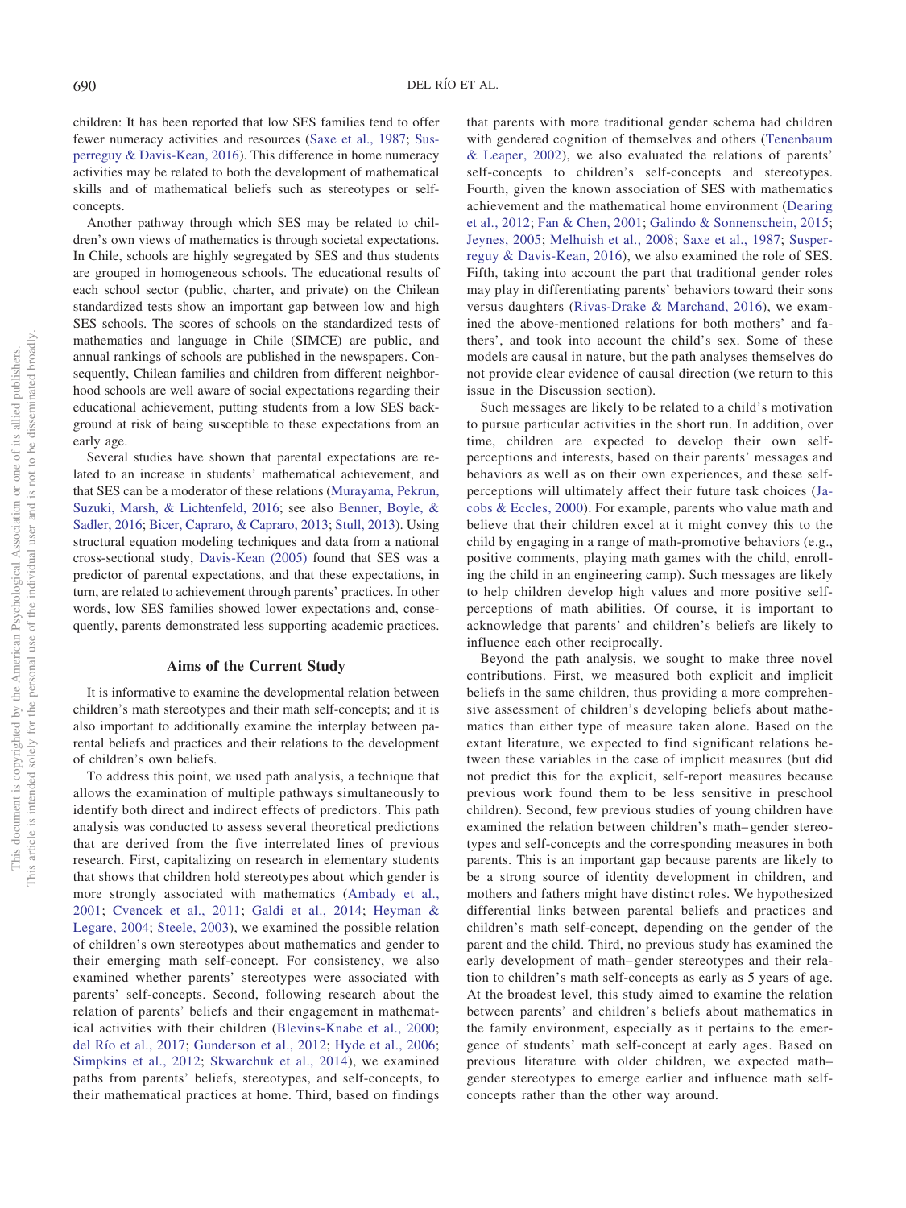children: It has been reported that low SES families tend to offer fewer numeracy activities and resources (Saxe et al., 1987; Susperreguy & Davis-Kean, 2016). This difference in home numeracy activities may be related to both the development of mathematical skills and of mathematical beliefs such as stereotypes or self-concepts.

Another pathway through which SES may be related to children's own views of mathematics is through societal expectations. In Chile, schools are highly segregated by SES and thus students are grouped in homogeneous schools. The educational results of each school sector (public, charter, and private) on the Chilean standardized tests show an important gap between low and high SES schools. The scores of schools on the standardized tests of mathematics and language in Chile (SIMCE) are public, and annual rankings of schools are published in the newspapers. Consequently, Chilean families and children from different neighborhood schools are well aware of social expectations regarding their educational achievement, putting students from a low SES background at risk of being susceptible to these expectations from an early age.

Several studies have shown that parental expectations are related to an increase in students' mathematical achievement, and that SES can be a moderator of these relations (Murayama, Pekrun, Suzuki, Marsh, & Lichtenfeld, 2016; see also Benner, Boyle, & Sadler, 2016; Bicer, Capraro, & Capraro, 2013; Stull, 2013). Using structural equation modeling techniques and data from a national cross-sectional study, Davis-Kean (2005) found that SES was a predictor of parental expectations, and that these expectations, in turn, are related to achievement through parents' practices. In other words, low SES families showed lower expectations and, consequently, parents demonstrated less supporting academic practices.

## Aims of the Current Study

It is informative to examine the developmental relation between children's math stereotypes and their math self-concepts; and it is also important to additionally examine the interplay between parental beliefs and practices and their relations to the development of children's own beliefs.

To address this point, we used path analysis, a technique that allows the examination of multiple pathways simultaneously to identify both direct and indirect effects of predictors. This path analysis was conducted to assess several theoretical predictions that are derived from the five interrelated lines of previous research. First, capitalizing on research in elementary students that shows that children hold stereotypes about which gender is more strongly associated with mathematics (Ambady et al., 2001; Cvencek et al., 2011; Galdi et al., 2014; Heyman & Legare, 2004; Steele, 2003), we examined the possible relation of children's own stereotypes about mathematics and gender to their emerging math self-concept. For consistency, we also examined whether parents' stereotypes were associated with parents' self-concepts. Second, following research about the relation of parents' beliefs and their engagement in mathematical activities with their children (Blevins-Knabe et al., 2000; del Río et al., 2017; Gunderson et al., 2012; Hyde et al., 2006; Simpkins et al., 2012; Skwarchuk et al., 2014), we examined paths from parents' beliefs, stereotypes, and self-concepts, to their mathematical practices at home. Third, based on findings that parents with more traditional gender schema had children with gendered cognition of themselves and others (Tenenbaum & Leaper, 2002), we also evaluated the relations of parents' self-concepts to children's self-concepts and stereotypes. Fourth, given the known association of SES with mathematics achievement and the mathematical home environment (Dearing et al., 2012; Fan & Chen, 2001; Galindo & Sonnenschein, 2015; Jeynes, 2005; Melhuish et al., 2008; Saxe et al., 1987; Susperreguy & Davis-Kean, 2016), we also examined the role of SES. Fifth, taking into account the part that traditional gender roles may play in differentiating parents' behaviors toward their sons versus daughters (Rivas-Drake & Marchand, 2016), we examined the above-mentioned relations for both mothers' and fathers', and took into account the child's sex. Some of these models are causal in nature, but the path analyses themselves do not provide clear evidence of causal direction (we return to this issue in the Discussion section).

Such messages are likely to be related to a child's motivation to pursue particular activities in the short run. In addition, over time, children are expected to develop their own self-perceptions and interests, based on their parents' messages and behaviors as well as on their own experiences, and these self-perceptions will ultimately affect their future task choices (Jacobs & Eccles, 2000). For example, parents who value math and believe that their children excel at it might convey this to the child by engaging in a range of math-promotive behaviors (e.g., positive comments, playing math games with the child, enrolling the child in an engineering camp). Such messages are likely to help children develop high values and more positive self-perceptions of math abilities. Of course, it is important to acknowledge that parents' and children's beliefs are likely to influence each other reciprocally.

Beyond the path analysis, we sought to make three novel contributions. First, we measured both explicit and implicit beliefs in the same children, thus providing a more comprehensive assessment of children's developing beliefs about mathematics than either type of measure taken alone. Based on the extant literature, we expected to find significant relations between these variables in the case of implicit measures (but did not predict this for the explicit, self-report measures because previous work found them to be less sensitive in preschool children). Second, few previous studies of young children have examined the relation between children's math–gender stereotypes and self-concepts and the corresponding measures in both parents. This is an important gap because parents are likely to be a strong source of identity development in children, and mothers and fathers might have distinct roles. We hypothesized differential links between parental beliefs and practices and children's math self-concept, depending on the gender of the parent and the child. Third, no previous study has examined the early development of math–gender stereotypes and their relation to children's math self-concepts as early as 5 years of age. At the broadest level, this study aimed to examine the relation between parents' and children's beliefs about mathematics in the family environment, especially as it pertains to the emergence of students' math self-concept at early ages. Based on previous literature with older children, we expected math–gender stereotypes to emerge earlier and influence math self-concepts rather than the other way around.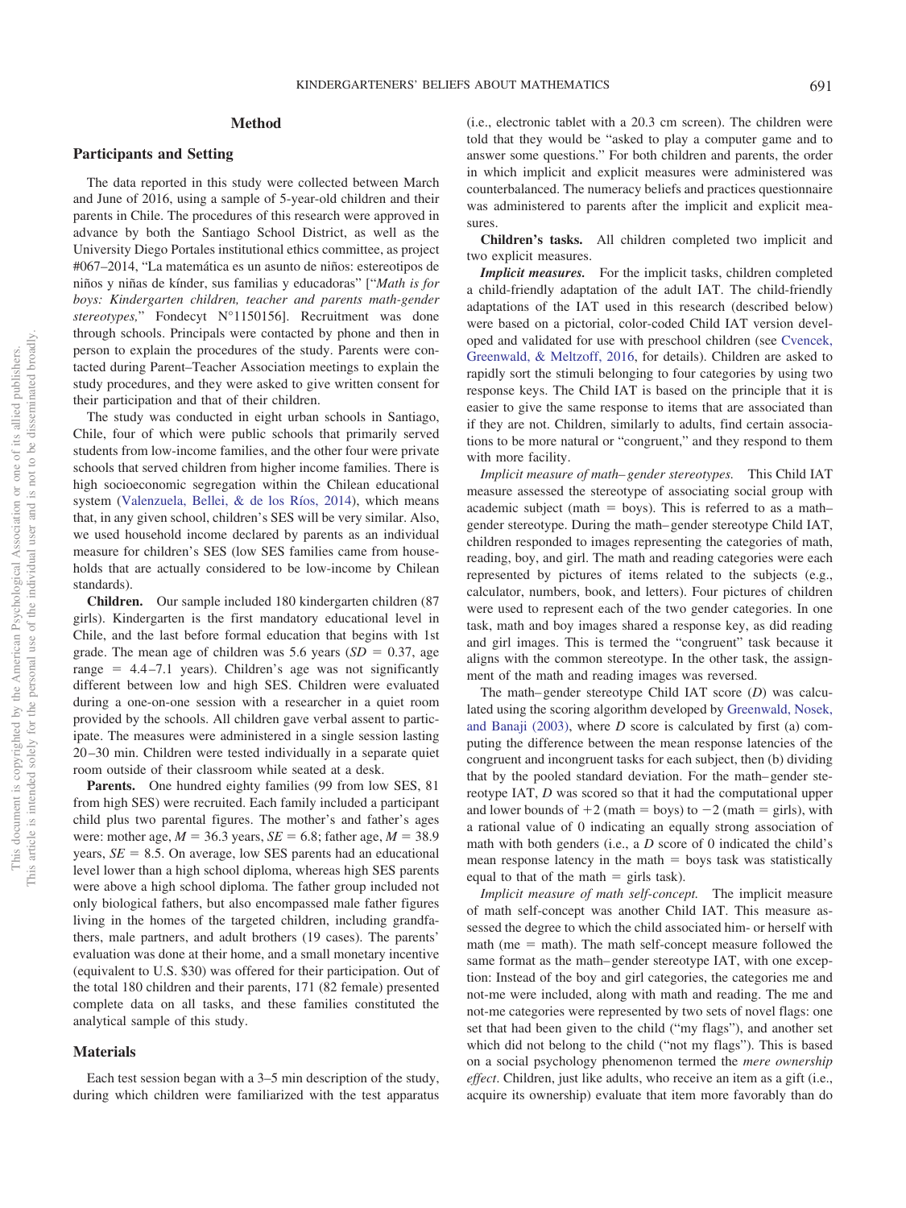## Method

### Participants and Setting

The data reported in this study were collected between March and June of 2016, using a sample of 5-year-old children and their parents in Chile. The procedures of this research were approved in advance by both the Santiago School District, as well as the University Diego Portales institutional ethics committee, as project #067–2014, "La matemática es un asunto de niños: estereotipos de niños y niñas de kínder, sus familias y educadoras" ["*Math is for boys: Kindergarten children, teacher and parents math-gender stereotypes,*" Fondecyt N°1150156]. Recruitment was done through schools. Principals were contacted by phone and then in person to explain the procedures of the study. Parents were contacted during Parent–Teacher Association meetings to explain the study procedures, and they were asked to give written consent for their participation and that of their children.

The study was conducted in eight urban schools in Santiago, Chile, four of which were public schools that primarily served students from low-income families, and the other four were private schools that served children from higher income families. There is high socioeconomic segregation within the Chilean educational system (Valenzuela, Bellei, & de los Ríos, 2014), which means that, in any given school, children's SES will be very similar. Also, we used household income declared by parents as an individual measure for children's SES (low SES families came from households that are actually considered to be low-income by Chilean standards).

**Children.** Our sample included 180 kindergarten children (87 girls). Kindergarten is the first mandatory educational level in Chile, and the last before formal education that begins with 1st grade. The mean age of children was 5.6 years ($SD = 0.37$, age range = 4.4–7.1 years). Children's age was not significantly different between low and high SES. Children were evaluated during a one-on-one session with a researcher in a quiet room provided by the schools. All children gave verbal assent to participate. The measures were administered in a single session lasting 20–30 min. Children were tested individually in a separate quiet room outside of their classroom while seated at a desk.

**Parents.** One hundred eighty families (99 from low SES, 81 from high SES) were recruited. Each family included a participant child plus two parental figures. The mother's and father's ages were: mother age, $M = 36.3$ years, $SE = 6.8$; father age, $M = 38.9$ years, $SE = 8.5$. On average, low SES parents had an educational level lower than a high school diploma, whereas high SES parents were above a high school diploma. The father group included not only biological fathers, but also encompassed male father figures living in the homes of the targeted children, including grandfathers, male partners, and adult brothers (19 cases). The parents' evaluation was done at their home, and a small monetary incentive (equivalent to U.S. $30) was offered for their participation. Out of the total 180 children and their parents, 171 (82 female) presented complete data on all tasks, and these families constituted the analytical sample of this study.

### Materials

Each test session began with a 3–5 min description of the study, during which children were familiarized with the test apparatus (i.e., electronic tablet with a 20.3 cm screen). The children were told that they would be "asked to play a computer game and to answer some questions." For both children and parents, the order in which implicit and explicit measures were administered was counterbalanced. The numeracy beliefs and practices questionnaire was administered to parents after the implicit and explicit measures.

**Children's tasks.** All children completed two implicit and two explicit measures.

***Implicit measures.*** For the implicit tasks, children completed a child-friendly adaptation of the adult IAT. The child-friendly adaptations of the IAT used in this research (described below) were based on a pictorial, color-coded Child IAT version developed and validated for use with preschool children (see Cvencek, Greenwald, & Meltzoff, 2016, for details). Children are asked to rapidly sort the stimuli belonging to four categories by using two response keys. The Child IAT is based on the principle that it is easier to give the same response to items that are associated than if they are not. Children, similarly to adults, find certain associations to be more natural or "congruent," and they respond to them with more facility.

*Implicit measure of math–gender stereotypes.* This Child IAT measure assessed the stereotype of associating social group with academic subject (math = boys). This is referred to as a math–gender stereotype. During the math–gender stereotype Child IAT, children responded to images representing the categories of math, reading, boy, and girl. The math and reading categories were each represented by pictures of items related to the subjects (e.g., calculator, numbers, book, and letters). Four pictures of children were used to represent each of the two gender categories. In one task, math and boy images shared a response key, as did reading and girl images. This is termed the "congruent" task because it aligns with the common stereotype. In the other task, the assignment of the math and reading images was reversed.

The math–gender stereotype Child IAT score ($D$) was calculated using the scoring algorithm developed by Greenwald, Nosek, and Banaji (2003), where $D$ score is calculated by first (a) computing the difference between the mean response latencies of the congruent and incongruent tasks for each subject, then (b) dividing that by the pooled standard deviation. For the math–gender stereotype IAT, $D$ was scored so that it had the computational upper and lower bounds of $+2$ (math = boys) to $-2$ (math = girls), with a rational value of 0 indicating an equally strong association of math with both genders (i.e., a $D$ score of 0 indicated the child's mean response latency in the math = boys task was statistically equal to that of the math = girls task).

*Implicit measure of math self-concept.* The implicit measure of math self-concept was another Child IAT. This measure assessed the degree to which the child associated him- or herself with math (me = math). The math self-concept measure followed the same format as the math–gender stereotype IAT, with one exception: Instead of the boy and girl categories, the categories me and not-me were included, along with math and reading. The me and not-me categories were represented by two sets of novel flags: one set that had been given to the child ("my flags"), and another set which did not belong to the child ("not my flags"). This is based on a social psychology phenomenon termed the *mere ownership effect*. Children, just like adults, who receive an item as a gift (i.e., acquire its ownership) evaluate that item more favorably than do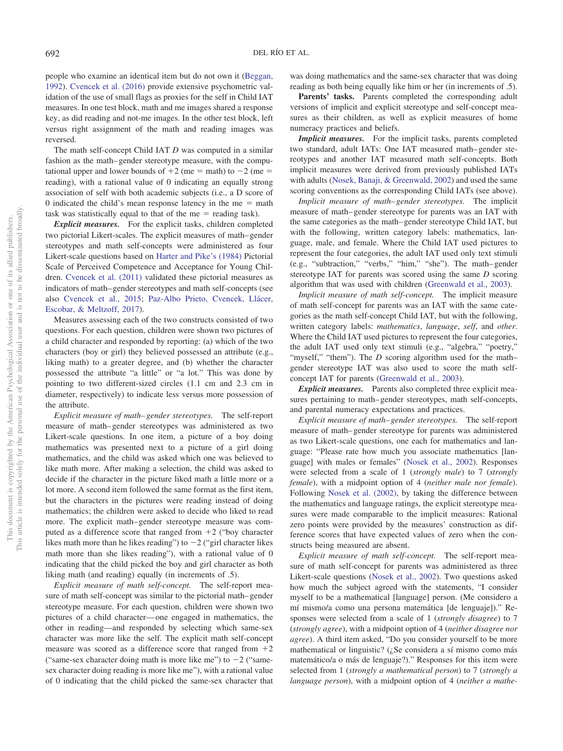people who examine an identical item but do not own it (Beggan, 1992). Cvencek et al. (2016) provide extensive psychometric validation of the use of small flags as proxies for the self in Child IAT measures. In one test block, math and me images shared a response key, as did reading and not-me images. In the other test block, left versus right assignment of the math and reading images was reversed.

The math self-concept Child IAT *D* was computed in a similar fashion as the math–gender stereotype measure, with the computational upper and lower bounds of +2 (me = math) to −2 (me = reading), with a rational value of 0 indicating an equally strong association of self with both academic subjects (i.e., a D score of 0 indicated the child's mean response latency in the me = math task was statistically equal to that of the me = reading task).

***Explicit measures.*** For the explicit tasks, children completed two pictorial Likert-scales. The explicit measures of math–gender stereotypes and math self-concepts were administered as four Likert-scale questions based on Harter and Pike's (1984) Pictorial Scale of Perceived Competence and Acceptance for Young Children. Cvencek et al. (2011) validated these pictorial measures as indicators of math–gender stereotypes and math self-concepts (see also Cvencek et al., 2015; Paz-Albo Prieto, Cvencek, Llácer, Escobar, & Meltzoff, 2017).

Measures assessing each of the two constructs consisted of two questions. For each question, children were shown two pictures of a child character and responded by reporting: (a) which of the two characters (boy or girl) they believed possessed an attribute (e.g., liking math) to a greater degree, and (b) whether the character possessed the attribute "a little" or "a lot." This was done by pointing to two different-sized circles (1.1 cm and 2.3 cm in diameter, respectively) to indicate less versus more possession of the attribute.

*Explicit measure of math–gender stereotypes.* The self-report measure of math–gender stereotypes was administered as two Likert-scale questions. In one item, a picture of a boy doing mathematics was presented next to a picture of a girl doing mathematics, and the child was asked which one was believed to like math more. After making a selection, the child was asked to decide if the character in the picture liked math a little more or a lot more. A second item followed the same format as the first item, but the characters in the pictures were reading instead of doing mathematics; the children were asked to decide who liked to read more. The explicit math–gender stereotype measure was computed as a difference score that ranged from +2 ("boy character likes math more than he likes reading") to −2 ("girl character likes math more than she likes reading"), with a rational value of 0 indicating that the child picked the boy and girl character as both liking math (and reading) equally (in increments of .5).

*Explicit measure of math self-concept.* The self-report measure of math self-concept was similar to the pictorial math–gender stereotype measure. For each question, children were shown two pictures of a child character—one engaged in mathematics, the other in reading—and responded by selecting which same-sex character was more like the self. The explicit math self-concept measure was scored as a difference score that ranged from +2 ("same-sex character doing math is more like me") to −2 ("same-sex character doing reading is more like me"), with a rational value of 0 indicating that the child picked the same-sex character that was doing mathematics and the same-sex character that was doing reading as both being equally like him or her (in increments of .5).

**Parents' tasks.** Parents completed the corresponding adult versions of implicit and explicit stereotype and self-concept measures as their children, as well as explicit measures of home numeracy practices and beliefs.

***Implicit measures.*** For the implicit tasks, parents completed two standard, adult IATs: One IAT measured math–gender stereotypes and another IAT measured math self-concepts. Both implicit measures were derived from previously published IATs with adults (Nosek, Banaji, & Greenwald, 2002) and used the same scoring conventions as the corresponding Child IATs (see above).

*Implicit measure of math–gender stereotypes.* The implicit measure of math–gender stereotype for parents was an IAT with the same categories as the math–gender stereotype Child IAT, but with the following, written category labels: mathematics, language, male, and female. Where the Child IAT used pictures to represent the four categories, the adult IAT used only text stimuli (e.g., "subtraction," "verbs," "him," "she"). The math–gender stereotype IAT for parents was scored using the same *D* scoring algorithm that was used with children (Greenwald et al., 2003).

*Implicit measure of math self-concept.* The implicit measure of math self-concept for parents was an IAT with the same categories as the math self-concept Child IAT, but with the following, written category labels: *mathematics*, *language*, *self*, and *other*. Where the Child IAT used pictures to represent the four categories, the adult IAT used only text stimuli (e.g., "algebra," "poetry," "myself," "them"). The *D* scoring algorithm used for the math–gender stereotype IAT was also used to score the math self-concept IAT for parents (Greenwald et al., 2003).

***Explicit measures.*** Parents also completed three explicit measures pertaining to math–gender stereotypes, math self-concepts, and parental numeracy expectations and practices.

*Explicit measure of math–gender stereotypes.* The self-report measure of math–gender stereotype for parents was administered as two Likert-scale questions, one each for mathematics and language: "Please rate how much you associate mathematics [language] with males or females" (Nosek et al., 2002). Responses were selected from a scale of 1 (*strongly male*) to 7 (*strongly female*), with a midpoint option of 4 (*neither male nor female*). Following Nosek et al. (2002), by taking the difference between the mathematics and language ratings, the explicit stereotype measures were made comparable to the implicit measures: Rational zero points were provided by the measures' construction as difference scores that have expected values of zero when the constructs being measured are absent.

*Explicit measure of math self-concept.* The self-report measure of math self-concept for parents was administered as three Likert-scale questions (Nosek et al., 2002). Two questions asked how much the subject agreed with the statements, "I consider myself to be a mathematical [language] person. (Me considero a mí mismo/a como una persona matemática [de lenguaje])." Responses were selected from a scale of 1 (*strongly disagree*) to 7 (*strongly agree*), with a midpoint option of 4 (*neither disagree nor agree*). A third item asked, "Do you consider yourself to be more mathematical or linguistic? (¿Se considera a sí mismo como más matemático/a o más de lenguaje?)." Responses for this item were selected from 1 (*strongly a mathematical person*) to 7 (*strongly a language person*), with a midpoint option of 4 (*neither a mathe-*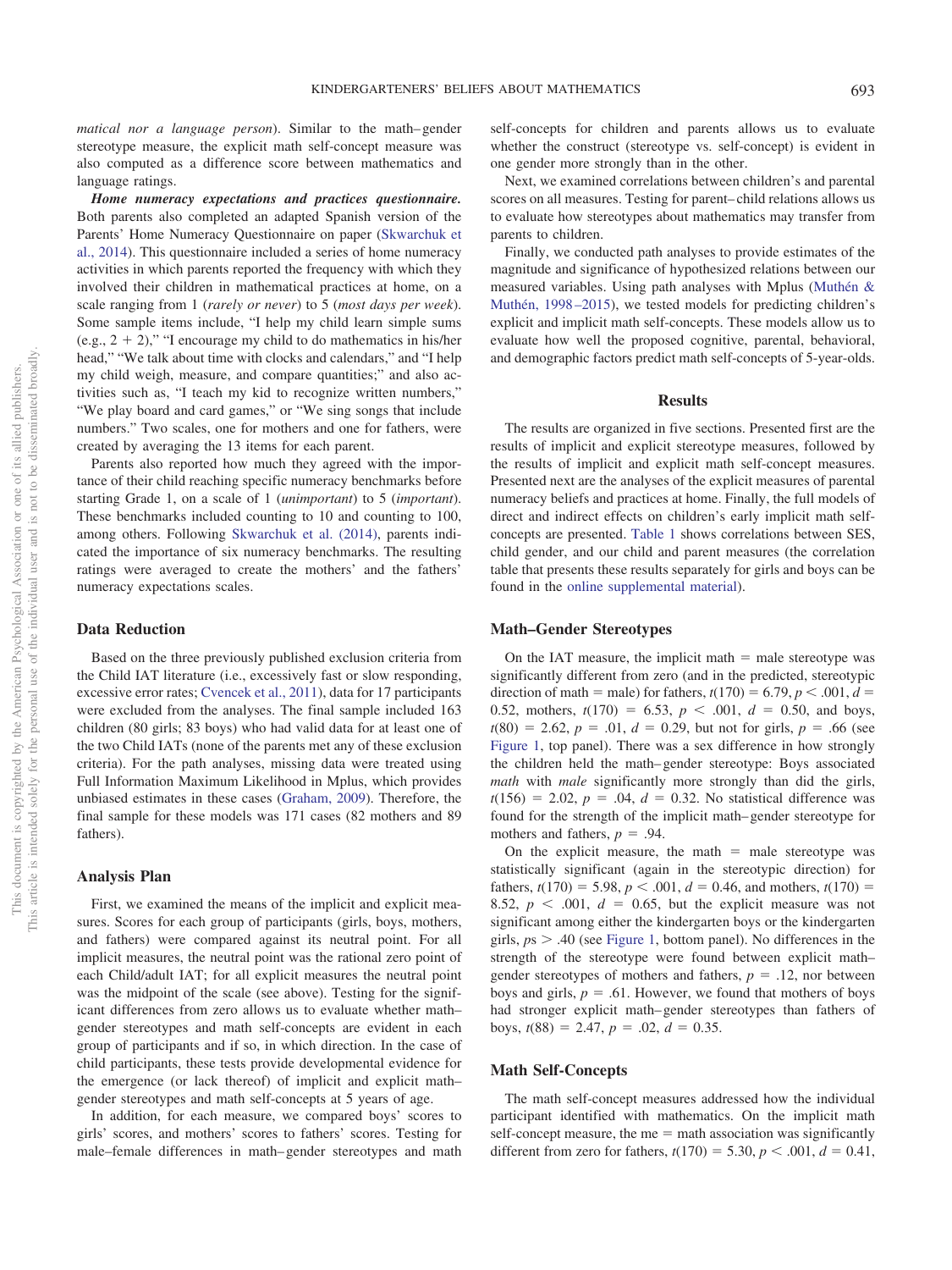*matical nor a language person*). Similar to the math–gender stereotype measure, the explicit math self-concept measure was also computed as a difference score between mathematics and language ratings.

***Home numeracy expectations and practices questionnaire.*** Both parents also completed an adapted Spanish version of the Parents' Home Numeracy Questionnaire on paper (Skwarchuk et al., 2014). This questionnaire included a series of home numeracy activities in which parents reported the frequency with which they involved their children in mathematical practices at home, on a scale ranging from 1 (*rarely or never*) to 5 (*most days per week*). Some sample items include, "I help my child learn simple sums (e.g., 2 + 2)," "I encourage my child to do mathematics in his/her head," "We talk about time with clocks and calendars," and "I help my child weigh, measure, and compare quantities;" and also activities such as, "I teach my kid to recognize written numbers," "We play board and card games," or "We sing songs that include numbers." Two scales, one for mothers and one for fathers, were created by averaging the 13 items for each parent.

Parents also reported how much they agreed with the importance of their child reaching specific numeracy benchmarks before starting Grade 1, on a scale of 1 (*unimportant*) to 5 (*important*). These benchmarks included counting to 10 and counting to 100, among others. Following Skwarchuk et al. (2014), parents indicated the importance of six numeracy benchmarks. The resulting ratings were averaged to create the mothers' and the fathers' numeracy expectations scales.

## Data Reduction

Based on the three previously published exclusion criteria from the Child IAT literature (i.e., excessively fast or slow responding, excessive error rates; Cvencek et al., 2011), data for 17 participants were excluded from the analyses. The final sample included 163 children (80 girls; 83 boys) who had valid data for at least one of the two Child IATs (none of the parents met any of these exclusion criteria). For the path analyses, missing data were treated using Full Information Maximum Likelihood in Mplus, which provides unbiased estimates in these cases (Graham, 2009). Therefore, the final sample for these models was 171 cases (82 mothers and 89 fathers).

## Analysis Plan

First, we examined the means of the implicit and explicit measures. Scores for each group of participants (girls, boys, mothers, and fathers) were compared against its neutral point. For all implicit measures, the neutral point was the rational zero point of each Child/adult IAT; for all explicit measures the neutral point was the midpoint of the scale (see above). Testing for the significant differences from zero allows us to evaluate whether math–gender stereotypes and math self-concepts are evident in each group of participants and if so, in which direction. In the case of child participants, these tests provide developmental evidence for the emergence (or lack thereof) of implicit and explicit math–gender stereotypes and math self-concepts at 5 years of age.

In addition, for each measure, we compared boys' scores to girls' scores, and mothers' scores to fathers' scores. Testing for male–female differences in math–gender stereotypes and math self-concepts for children and parents allows us to evaluate whether the construct (stereotype vs. self-concept) is evident in one gender more strongly than in the other.

Next, we examined correlations between children's and parental scores on all measures. Testing for parent–child relations allows us to evaluate how stereotypes about mathematics may transfer from parents to children.

Finally, we conducted path analyses to provide estimates of the magnitude and significance of hypothesized relations between our measured variables. Using path analyses with Mplus (Muthén & Muthén, 1998–2015), we tested models for predicting children's explicit and implicit math self-concepts. These models allow us to evaluate how well the proposed cognitive, parental, behavioral, and demographic factors predict math self-concepts of 5-year-olds.

# Results

The results are organized in five sections. Presented first are the results of implicit and explicit stereotype measures, followed by the results of implicit and explicit math self-concept measures. Presented next are the analyses of the explicit measures of parental numeracy beliefs and practices at home. Finally, the full models of direct and indirect effects on children's early implicit math self-concepts are presented. Table 1 shows correlations between SES, child gender, and our child and parent measures (the correlation table that presents these results separately for girls and boys can be found in the online supplemental material).

## Math–Gender Stereotypes

On the IAT measure, the implicit math = male stereotype was significantly different from zero (and in the predicted, stereotypic direction of math = male) for fathers, $t(170) = 6.79$, $p < .001$, $d = 0.52$, mothers, $t(170) = 6.53$, $p < .001$, $d = 0.50$, and boys, $t(80) = 2.62$, $p = .01$, $d = 0.29$, but not for girls, $p = .66$ (see Figure 1, top panel). There was a sex difference in how strongly the children held the math–gender stereotype: Boys associated *math* with *male* significantly more strongly than did the girls, $t(156) = 2.02$, $p = .04$, $d = 0.32$. No statistical difference was found for the strength of the implicit math–gender stereotype for mothers and fathers, $p = .94$.

On the explicit measure, the math = male stereotype was statistically significant (again in the stereotypic direction) for fathers, $t(170) = 5.98$, $p < .001$, $d = 0.46$, and mothers, $t(170) = 8.52$, $p < .001$, $d = 0.65$, but the explicit measure was not significant among either the kindergarten boys or the kindergarten girls, $ps > .40$ (see Figure 1, bottom panel). No differences in the strength of the stereotype were found between explicit math–gender stereotypes of mothers and fathers, $p = .12$, nor between boys and girls, $p = .61$. However, we found that mothers of boys had stronger explicit math–gender stereotypes than fathers of boys, $t(88) = 2.47$, $p = .02$, $d = 0.35$.

## Math Self-Concepts

The math self-concept measures addressed how the individual participant identified with mathematics. On the implicit math self-concept measure, the me = math association was significantly different from zero for fathers, $t(170) = 5.30$, $p < .001$, $d = 0.41$,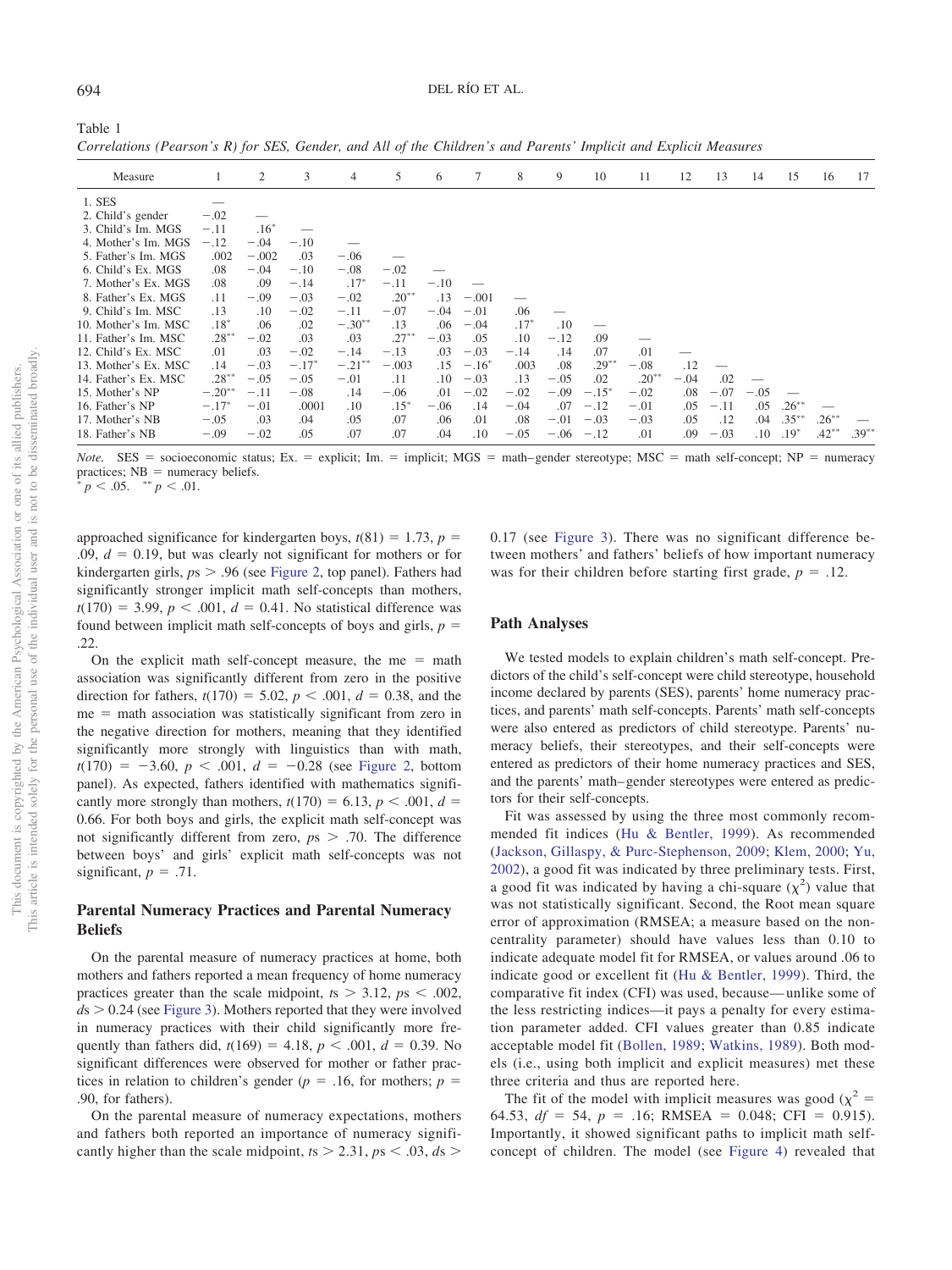Table 1

*Correlations (Pearson's R) for SES, Gender, and All of the Children's and Parents' Implicit and Explicit Measures*

| Measure | 1 | 2 | 3 | 4 | 5 | 6 | 7 | 8 | 9 | 10 | 11 | 12 | 13 | 14 | 15 | 16 | 17 |
|---|---|---|---|---|---|---|---|---|---|---|---|---|---|---|---|---|---|
| 1. SES | — | | | | | | | | | | | | | | | | |
| 2. Child's gender | −.02 | — | | | | | | | | | | | | | | | |
| 3. Child's Im. MGS | −.11 | .16* | — | | | | | | | | | | | | | | |
| 4. Mother's Im. MGS | −.12 | −.04 | −.10 | — | | | | | | | | | | | | | |
| 5. Father's Im. MGS | .002 | −.002 | .03 | −.06 | — | | | | | | | | | | | | |
| 6. Child's Ex. MGS | .08 | −.04 | −.10 | −.08 | −.02 | — | | | | | | | | | | | |
| 7. Mother's Ex. MGS | .08 | .09 | −.14 | .17* | −.11 | −.10 | — | | | | | | | | | | |
| 8. Father's Ex. MGS | .11 | −.09 | −.03 | −.02 | .20** | .13 | −.001 | — | | | | | | | | | |
| 9. Child's Im. MSC | .13 | .10 | −.02 | −.11 | −.07 | −.04 | −.01 | .06 | — | | | | | | | | |
| 10. Mother's Im. MSC | .18* | .06 | .02 | −.30** | .13 | .06 | −.04 | .17* | .10 | — | | | | | | | |
| 11. Father's Im. MSC | .28** | −.02 | .03 | .03 | .27** | −.03 | .05 | .10 | −.12 | .09 | — | | | | | | |
| 12. Child's Ex. MSC | .01 | .03 | −.02 | −.14 | −.13 | .03 | −.03 | −.14 | .14 | .07 | .01 | — | | | | | |
| 13. Mother's Ex. MSC | .14 | −.03 | −.17* | −.21** | −.003 | .15 | −.16* | .003 | .08 | .29** | −.08 | .12 | — | | | | |
| 14. Father's Ex. MSC | .28** | −.05 | −.05 | −.01 | .11 | .10 | −.03 | .13 | −.05 | .02 | .20** | −.04 | .02 | — | | | |
| 15. Mother's NP | −.20** | −.11 | −.08 | .14 | −.06 | .01 | −.02 | −.02 | −.09 | −.15* | −.02 | .08 | −.07 | −.05 | — | | |
| 16. Father's NP | −.17* | −.01 | .0001 | .10 | .15* | −.06 | .14 | −.04 | .07 | −.12 | −.01 | .05 | −.11 | .05 | .26** | — | |
| 17. Mother's NB | −.05 | .03 | .04 | .05 | .07 | .06 | .01 | .08 | −.01 | −.03 | −.03 | .05 | .12 | .04 | .35** | .26** | — |
| 18. Father's NB | −.09 | −.02 | .05 | .07 | .07 | .04 | .10 | −.05 | −.06 | −.12 | .01 | .09 | −.03 | .10 | .19* | .42** | .39** |

*Note.* SES = socioeconomic status; Ex. = explicit; Im. = implicit; MGS = math–gender stereotype; MSC = math self-concept; NP = numeracy practices; NB = numeracy beliefs.
* $p < .05$. ** $p < .01$.

approached significance for kindergarten boys, $t(81) = 1.73$, $p = .09$, $d = 0.19$, but was clearly not significant for mothers or for kindergarten girls, $ps > .96$ (see Figure 2, top panel). Fathers had significantly stronger implicit math self-concepts than mothers, $t(170) = 3.99$, $p < .001$, $d = 0.41$. No statistical difference was found between implicit math self-concepts of boys and girls, $p = .22$.

On the explicit math self-concept measure, the me = math association was significantly different from zero in the positive direction for fathers, $t(170) = 5.02$, $p < .001$, $d = 0.38$, and the me = math association was statistically significant from zero in the negative direction for mothers, meaning that they identified significantly more strongly with linguistics than with math, $t(170) = -3.60$, $p < .001$, $d = -0.28$ (see Figure 2, bottom panel). As expected, fathers identified with mathematics significantly more strongly than mothers, $t(170) = 6.13$, $p < .001$, $d = 0.66$. For both boys and girls, the explicit math self-concept was not significantly different from zero, $ps > .70$. The difference between boys' and girls' explicit math self-concepts was not significant, $p = .71$.

## Parental Numeracy Practices and Parental Numeracy Beliefs

On the parental measure of numeracy practices at home, both mothers and fathers reported a mean frequency of home numeracy practices greater than the scale midpoint, $ts > 3.12$, $ps < .002$, $ds > 0.24$ (see Figure 3). Mothers reported that they were involved in numeracy practices with their child significantly more frequently than fathers did, $t(169) = 4.18$, $p < .001$, $d = 0.39$. No significant differences were observed for mother or father practices in relation to children's gender ($p = .16$, for mothers; $p = .90$, for fathers).

On the parental measure of numeracy expectations, mothers and fathers both reported an importance of numeracy significantly higher than the scale midpoint, $ts > 2.31$, $ps < .03$, $ds > 0.17$ (see Figure 3). There was no significant difference between mothers' and fathers' beliefs of how important numeracy was for their children before starting first grade, $p = .12$.

## Path Analyses

We tested models to explain children's math self-concept. Predictors of the child's self-concept were child stereotype, household income declared by parents (SES), parents' home numeracy practices, and parents' math self-concepts. Parents' math self-concepts were also entered as predictors of child stereotype. Parents' numeracy beliefs, their stereotypes, and their self-concepts were entered as predictors of their home numeracy practices and SES, and the parents' math–gender stereotypes were entered as predictors for their self-concepts.

Fit was assessed by using the three most commonly recommended fit indices (Hu & Bentler, 1999). As recommended (Jackson, Gillaspy, & Purc-Stephenson, 2009; Klem, 2000; Yu, 2002), a good fit was indicated by three preliminary tests. First, a good fit was indicated by having a chi-square ($\chi^2$) value that was not statistically significant. Second, the Root mean square error of approximation (RMSEA; a measure based on the noncentrality parameter) should have values less than 0.10 to indicate adequate model fit for RMSEA, or values around .06 to indicate good or excellent fit (Hu & Bentler, 1999). Third, the comparative fit index (CFI) was used, because—unlike some of the less restricting indices—it pays a penalty for every estimation parameter added. CFI values greater than 0.85 indicate acceptable model fit (Bollen, 1989; Watkins, 1989). Both models (i.e., using both implicit and explicit measures) met these three criteria and thus are reported here.

The fit of the model with implicit measures was good ($\chi^2 = 64.53$, $df = 54$, $p = .16$; RMSEA = 0.048; CFI = 0.915). Importantly, it showed significant paths to implicit math self-concept of children. The model (see Figure 4) revealed that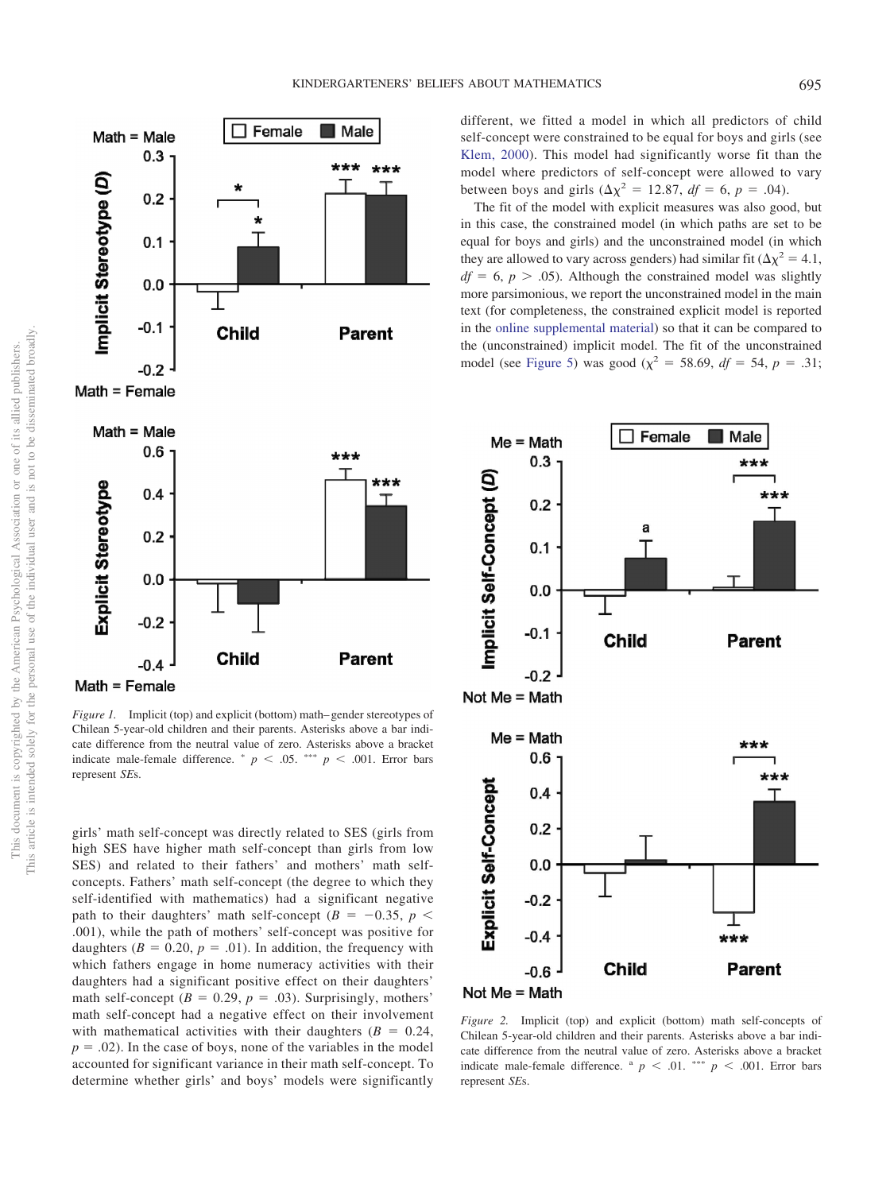*Figure 1.* Implicit (top) and explicit (bottom) math–gender stereotypes of Chilean 5-year-old children and their parents. Asterisks above a bar indicate difference from the neutral value of zero. Asterisks above a bracket indicate male-female difference. * $p < .05$. *** $p < .001$. Error bars represent *SE*s.

girls' math self-concept was directly related to SES (girls from high SES have higher math self-concept than girls from low SES) and related to their fathers' and mothers' math self-concepts. Fathers' math self-concept (the degree to which they self-identified with mathematics) had a significant negative path to their daughters' math self-concept ($B = -0.35$, $p < .001$), while the path of mothers' self-concept was positive for daughters ($B = 0.20$, $p = .01$). In addition, the frequency with which fathers engage in home numeracy activities with their daughters had a significant positive effect on their daughters' math self-concept ($B = 0.29$, $p = .03$). Surprisingly, mothers' math self-concept had a negative effect on their involvement with mathematical activities with their daughters ($B = 0.24$, $p = .02$). In the case of boys, none of the variables in the model accounted for significant variance in their math self-concept. To determine whether girls' and boys' models were significantly different, we fitted a model in which all predictors of child self-concept were constrained to be equal for boys and girls (see Klem, 2000). This model had significantly worse fit than the model where predictors of self-concept were allowed to vary between boys and girls ($\Delta\chi^2 = 12.87$, $df = 6$, $p = .04$).

The fit of the model with explicit measures was also good, but in this case, the constrained model (in which paths are set to be equal for boys and girls) and the unconstrained model (in which they are allowed to vary across genders) had similar fit ($\Delta\chi^2 = 4.1$, $df = 6$, $p > .05$). Although the constrained model was slightly more parsimonious, we report the unconstrained model in the main text (for completeness, the constrained explicit model is reported in the online supplemental material) so that it can be compared to the (unconstrained) implicit model. The fit of the unconstrained model (see Figure 5) was good ($\chi^2 = 58.69$, $df = 54$, $p = .31$;

*Figure 2.* Implicit (top) and explicit (bottom) math self-concepts of Chilean 5-year-old children and their parents. Asterisks above a bar indicate difference from the neutral value of zero. Asterisks above a bracket indicate male-female difference. [a] $p < .01$. *** $p < .001$. Error bars represent *SE*s.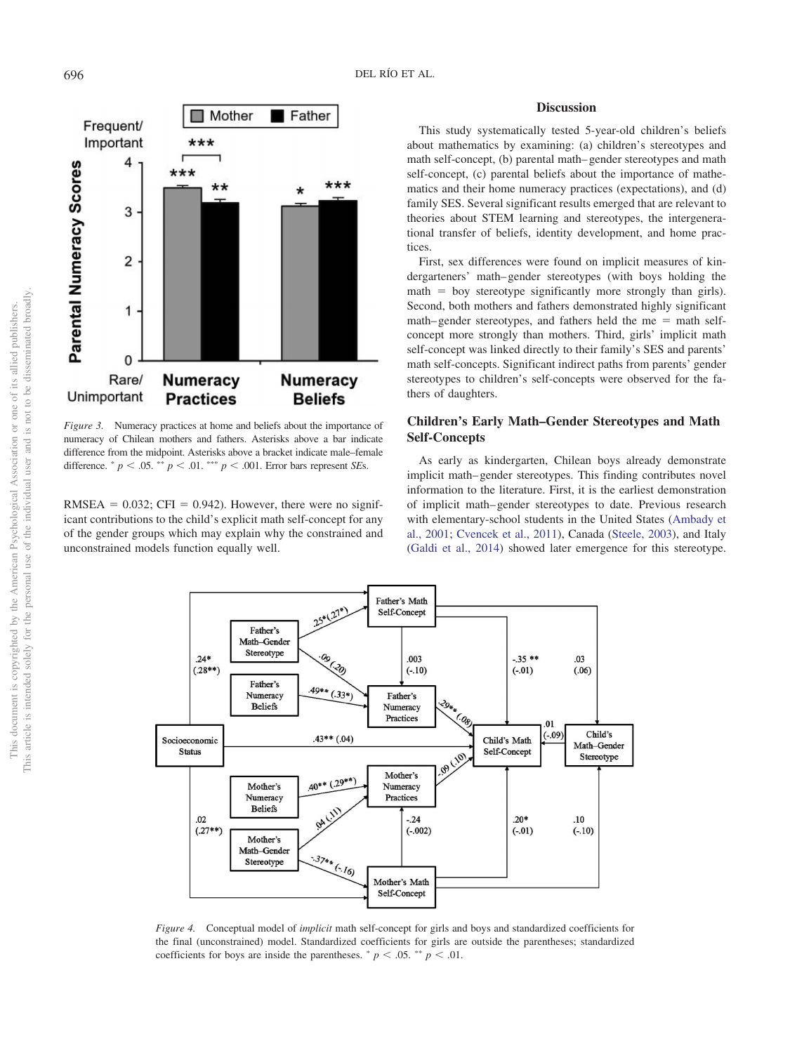Figure 3. Numeracy practices at home and beliefs about the importance of numeracy of Chilean mothers and fathers. Asterisks above a bar indicate difference from the midpoint. Asterisks above a bracket indicate male–female difference. * $p < .05$. ** $p < .01$. *** $p < .001$. Error bars represent *SE*s.

RMSEA = 0.032; CFI = 0.942). However, there were no significant contributions to the child's explicit math self-concept for any of the gender groups which may explain why the constrained and unconstrained models function equally well.

## Discussion

This study systematically tested 5-year-old children's beliefs about mathematics by examining: (a) children's stereotypes and math self-concept, (b) parental math–gender stereotypes and math self-concept, (c) parental beliefs about the importance of mathematics and their home numeracy practices (expectations), and (d) family SES. Several significant results emerged that are relevant to theories about STEM learning and stereotypes, the intergenerational transfer of beliefs, identity development, and home practices.

First, sex differences were found on implicit measures of kindergarteners' math–gender stereotypes (with boys holding the math = boy stereotype significantly more strongly than girls). Second, both mothers and fathers demonstrated highly significant math–gender stereotypes, and fathers held the me = math self-concept more strongly than mothers. Third, girls' implicit math self-concept was linked directly to their family's SES and parents' math self-concepts. Significant indirect paths from parents' gender stereotypes to children's self-concepts were observed for the fathers of daughters.

### Children's Early Math–Gender Stereotypes and Math Self-Concepts

As early as kindergarten, Chilean boys already demonstrate implicit math–gender stereotypes. This finding contributes novel information to the literature. First, it is the earliest demonstration of implicit math–gender stereotypes to date. Previous research with elementary-school students in the United States (Ambady et al., 2001; Cvencek et al., 2011), Canada (Steele, 2003), and Italy (Galdi et al., 2014) showed later emergence for this stereotype.

Figure 4. Conceptual model of *implicit* math self-concept for girls and boys and standardized coefficients for the final (unconstrained) model. Standardized coefficients for girls are outside the parentheses; standardized coefficients for boys are inside the parentheses. * $p < .05$. ** $p < .01$.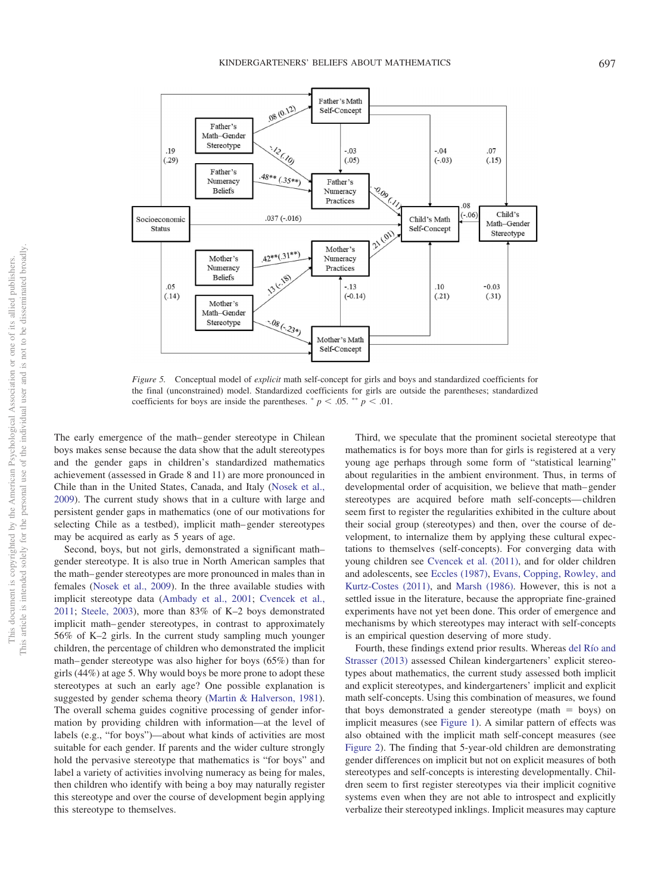Figure 5. Conceptual model of *explicit* math self-concept for girls and boys and standardized coefficients for the final (unconstrained) model. Standardized coefficients for girls are outside the parentheses; standardized coefficients for boys are inside the parentheses. * $p < .05$. ** $p < .01$.

The early emergence of the math–gender stereotype in Chilean boys makes sense because the data show that the adult stereotypes and the gender gaps in children's standardized mathematics achievement (assessed in Grade 8 and 11) are more pronounced in Chile than in the United States, Canada, and Italy (Nosek et al., 2009). The current study shows that in a culture with large and persistent gender gaps in mathematics (one of our motivations for selecting Chile as a testbed), implicit math–gender stereotypes may be acquired as early as 5 years of age.

Second, boys, but not girls, demonstrated a significant math–gender stereotype. It is also true in North American samples that the math–gender stereotypes are more pronounced in males than in females (Nosek et al., 2009). In the three available studies with implicit stereotype data (Ambady et al., 2001; Cvencek et al., 2011; Steele, 2003), more than 83% of K–2 boys demonstrated implicit math–gender stereotypes, in contrast to approximately 56% of K–2 girls. In the current study sampling much younger children, the percentage of children who demonstrated the implicit math–gender stereotype was also higher for boys (65%) than for girls (44%) at age 5. Why would boys be more prone to adopt these stereotypes at such an early age? One possible explanation is suggested by gender schema theory (Martin & Halverson, 1981). The overall schema guides cognitive processing of gender information by providing children with information—at the level of labels (e.g., "for boys")—about what kinds of activities are most suitable for each gender. If parents and the wider culture strongly hold the pervasive stereotype that mathematics is "for boys" and label a variety of activities involving numeracy as being for males, then children who identify with being a boy may naturally register this stereotype and over the course of development begin applying this stereotype to themselves.

Third, we speculate that the prominent societal stereotype that mathematics is for boys more than for girls is registered at a very young age perhaps through some form of "statistical learning" about regularities in the ambient environment. Thus, in terms of developmental order of acquisition, we believe that math–gender stereotypes are acquired before math self-concepts—children seem first to register the regularities exhibited in the culture about their social group (stereotypes) and then, over the course of development, to internalize them by applying these cultural expectations to themselves (self-concepts). For converging data with young children see Cvencek et al. (2011), and for older children and adolescents, see Eccles (1987), Evans, Copping, Rowley, and Kurtz-Costes (2011), and Marsh (1986). However, this is not a settled issue in the literature, because the appropriate fine-grained experiments have not yet been done. This order of emergence and mechanisms by which stereotypes may interact with self-concepts is an empirical question deserving of more study.

Fourth, these findings extend prior results. Whereas del Río and Strasser (2013) assessed Chilean kindergarteners' explicit stereotypes about mathematics, the current study assessed both implicit and explicit stereotypes, and kindergarteners' implicit and explicit math self-concepts. Using this combination of measures, we found that boys demonstrated a gender stereotype (math = boys) on implicit measures (see Figure 1). A similar pattern of effects was also obtained with the implicit math self-concept measures (see Figure 2). The finding that 5-year-old children are demonstrating gender differences on implicit but not on explicit measures of both stereotypes and self-concepts is interesting developmentally. Children seem to first register stereotypes via their implicit cognitive systems even when they are not able to introspect and explicitly verbalize their stereotyped inklings. Implicit measures may capture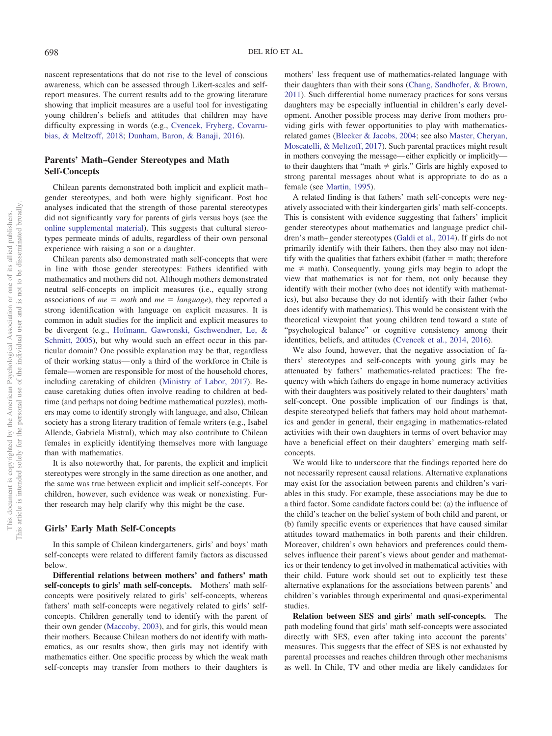nascent representations that do not rise to the level of conscious awareness, which can be assessed through Likert-scales and self-report measures. The current results add to the growing literature showing that implicit measures are a useful tool for investigating young children's beliefs and attitudes that children may have difficulty expressing in words (e.g., Cvencek, Fryberg, Covarrubias, & Meltzoff, 2018; Dunham, Baron, & Banaji, 2016).

## Parents' Math–Gender Stereotypes and Math Self-Concepts

Chilean parents demonstrated both implicit and explicit math–gender stereotypes, and both were highly significant. Post hoc analyses indicated that the strength of those parental stereotypes did not significantly vary for parents of girls versus boys (see the online supplemental material). This suggests that cultural stereotypes permeate minds of adults, regardless of their own personal experience with raising a son or a daughter.

Chilean parents also demonstrated math self-concepts that were in line with those gender stereotypes: Fathers identified with mathematics and mothers did not. Although mothers demonstrated neutral self-concepts on implicit measures (i.e., equally strong associations of *me* = *math* and *me* = *language*), they reported a strong identification with language on explicit measures. It is common in adult studies for the implicit and explicit measures to be divergent (e.g., Hofmann, Gawronski, Gschwendner, Le, & Schmitt, 2005), but why would such an effect occur in this particular domain? One possible explanation may be that, regardless of their working status—only a third of the workforce in Chile is female—women are responsible for most of the household chores, including caretaking of children (Ministry of Labor, 2017). Because caretaking duties often involve reading to children at bedtime (and perhaps not doing bedtime mathematical puzzles), mothers may come to identify strongly with language, and also, Chilean society has a strong literary tradition of female writers (e.g., Isabel Allende, Gabriela Mistral), which may also contribute to Chilean females in explicitly identifying themselves more with language than with mathematics.

It is also noteworthy that, for parents, the explicit and implicit stereotypes were strongly in the same direction as one another, and the same was true between explicit and implicit self-concepts. For children, however, such evidence was weak or nonexisting. Further research may help clarify why this might be the case.

## Girls' Early Math Self-Concepts

In this sample of Chilean kindergarteners, girls' and boys' math self-concepts were related to different family factors as discussed below.

**Differential relations between mothers' and fathers' math self-concepts to girls' math self-concepts.** Mothers' math self-concepts were positively related to girls' self-concepts, whereas fathers' math self-concepts were negatively related to girls' self-concepts. Children generally tend to identify with the parent of their own gender (Maccoby, 2003), and for girls, this would mean their mothers. Because Chilean mothers do not identify with mathematics, as our results show, then girls may not identify with mathematics either. One specific process by which the weak math self-concepts may transfer from mothers to their daughters is mothers' less frequent use of mathematics-related language with their daughters than with their sons (Chang, Sandhofer, & Brown, 2011). Such differential home numeracy practices for sons versus daughters may be especially influential in children's early development. Another possible process may derive from mothers providing girls with fewer opportunities to play with mathematics-related games (Bleeker & Jacobs, 2004; see also Master, Cheryan, Moscatelli, & Meltzoff, 2017). Such parental practices might result in mothers conveying the message—either explicitly or implicitly—to their daughters that "math ≠ girls." Girls are highly exposed to strong parental messages about what is appropriate to do as a female (see Martin, 1995).

A related finding is that fathers' math self-concepts were negatively associated with their kindergarten girls' math self-concepts. This is consistent with evidence suggesting that fathers' implicit gender stereotypes about mathematics and language predict children's math–gender stereotypes (Galdi et al., 2014). If girls do not primarily identify with their fathers, then they also may not identify with the qualities that fathers exhibit (father = math; therefore me ≠ math). Consequently, young girls may begin to adopt the view that mathematics is not for them, not only because they identify with their mother (who does not identify with mathematics), but also because they do not identify with their father (who does identify with mathematics). This would be consistent with the theoretical viewpoint that young children tend toward a state of "psychological balance" or cognitive consistency among their identities, beliefs, and attitudes (Cvencek et al., 2014, 2016).

We also found, however, that the negative association of fathers' stereotypes and self-concepts with young girls may be attenuated by fathers' mathematics-related practices: The frequency with which fathers do engage in home numeracy activities with their daughters was positively related to their daughters' math self-concept. One possible implication of our findings is that, despite stereotyped beliefs that fathers may hold about mathematics and gender in general, their engaging in mathematics-related activities with their own daughters in terms of overt behavior may have a beneficial effect on their daughters' emerging math self-concepts.

We would like to underscore that the findings reported here do not necessarily represent causal relations. Alternative explanations may exist for the association between parents and children's variables in this study. For example, these associations may be due to a third factor. Some candidate factors could be: (a) the influence of the child's teacher on the belief system of both child and parent, or (b) family specific events or experiences that have caused similar attitudes toward mathematics in both parents and their children. Moreover, children's own behaviors and preferences could themselves influence their parent's views about gender and mathematics or their tendency to get involved in mathematical activities with their child. Future work should set out to explicitly test these alternative explanations for the associations between parents' and children's variables through experimental and quasi-experimental studies.

**Relation between SES and girls' math self-concepts.** The path modeling found that girls' math self-concepts were associated directly with SES, even after taking into account the parents' measures. This suggests that the effect of SES is not exhausted by parental processes and reaches children through other mechanisms as well. In Chile, TV and other media are likely candidates for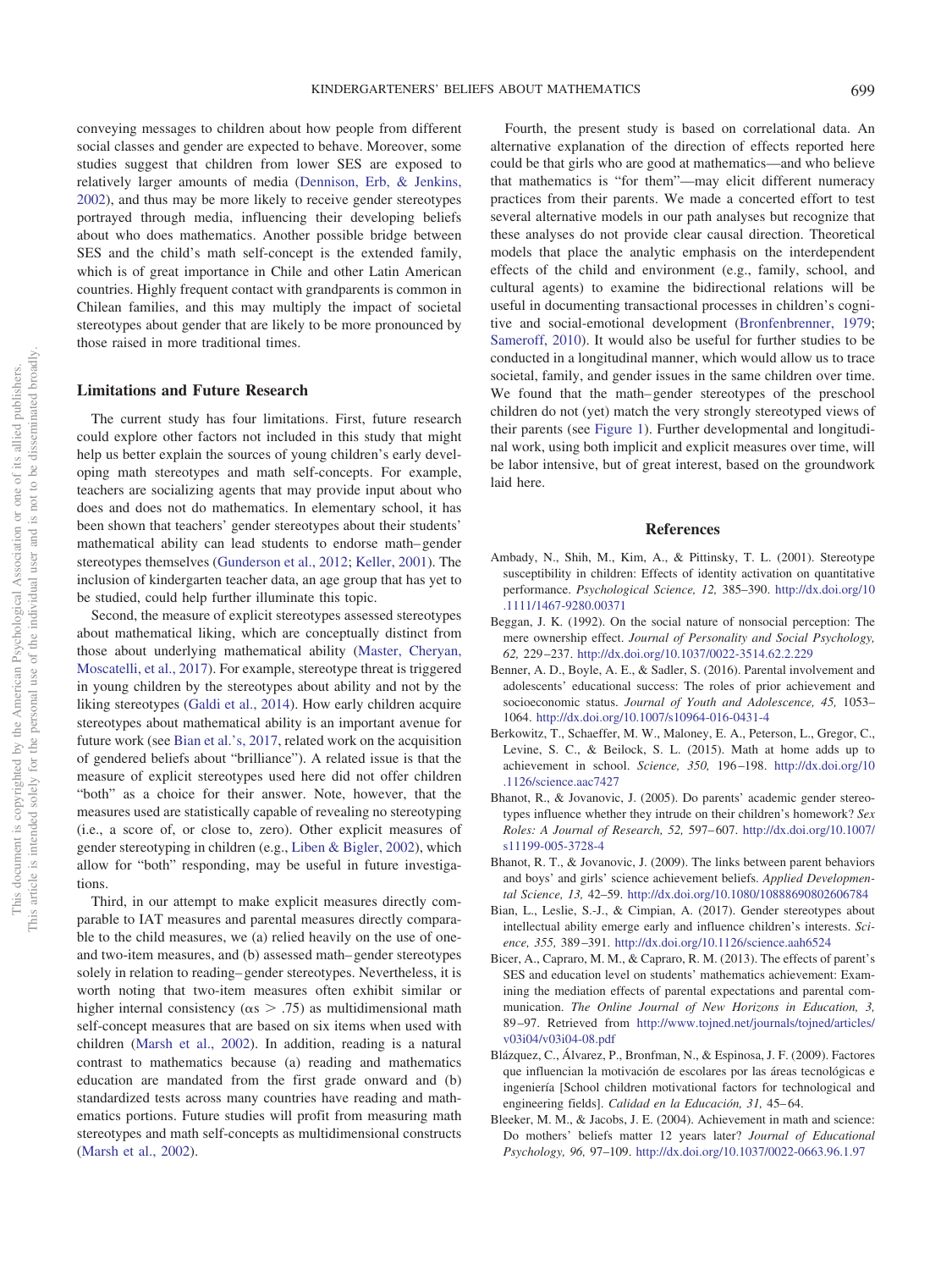conveying messages to children about how people from different social classes and gender are expected to behave. Moreover, some studies suggest that children from lower SES are exposed to relatively larger amounts of media (Dennison, Erb, & Jenkins, 2002), and thus may be more likely to receive gender stereotypes portrayed through media, influencing their developing beliefs about who does mathematics. Another possible bridge between SES and the child's math self-concept is the extended family, which is of great importance in Chile and other Latin American countries. Highly frequent contact with grandparents is common in Chilean families, and this may multiply the impact of societal stereotypes about gender that are likely to be more pronounced by those raised in more traditional times.

## Limitations and Future Research

The current study has four limitations. First, future research could explore other factors not included in this study that might help us better explain the sources of young children's early developing math stereotypes and math self-concepts. For example, teachers are socializing agents that may provide input about who does and does not do mathematics. In elementary school, it has been shown that teachers' gender stereotypes about their students' mathematical ability can lead students to endorse math–gender stereotypes themselves (Gunderson et al., 2012; Keller, 2001). The inclusion of kindergarten teacher data, an age group that has yet to be studied, could help further illuminate this topic.

Second, the measure of explicit stereotypes assessed stereotypes about mathematical liking, which are conceptually distinct from those about underlying mathematical ability (Master, Cheryan, Moscatelli, et al., 2017). For example, stereotype threat is triggered in young children by the stereotypes about ability and not by the liking stereotypes (Galdi et al., 2014). How early children acquire stereotypes about mathematical ability is an important avenue for future work (see Bian et al.'s, 2017, related work on the acquisition of gendered beliefs about "brilliance"). A related issue is that the measure of explicit stereotypes used here did not offer children "both" as a choice for their answer. Note, however, that the measures used are statistically capable of revealing no stereotyping (i.e., a score of, or close to, zero). Other explicit measures of gender stereotyping in children (e.g., Liben & Bigler, 2002), which allow for "both" responding, may be useful in future investigations.

Third, in our attempt to make explicit measures directly comparable to IAT measures and parental measures directly comparable to the child measures, we (a) relied heavily on the use of one- and two-item measures, and (b) assessed math–gender stereotypes solely in relation to reading–gender stereotypes. Nevertheless, it is worth noting that two-item measures often exhibit similar or higher internal consistency ($\alpha s > .75$) as multidimensional math self-concept measures that are based on six items when used with children (Marsh et al., 2002). In addition, reading is a natural contrast to mathematics because (a) reading and mathematics education are mandated from the first grade onward and (b) standardized tests across many countries have reading and mathematics portions. Future studies will profit from measuring math stereotypes and math self-concepts as multidimensional constructs (Marsh et al., 2002).

Fourth, the present study is based on correlational data. An alternative explanation of the direction of effects reported here could be that girls who are good at mathematics—and who believe that mathematics is "for them"—may elicit different numeracy practices from their parents. We made a concerted effort to test several alternative models in our path analyses but recognize that these analyses do not provide clear causal direction. Theoretical models that place the analytic emphasis on the interdependent effects of the child and environment (e.g., family, school, and cultural agents) to examine the bidirectional relations will be useful in documenting transactional processes in children's cognitive and social-emotional development (Bronfenbrenner, 1979; Sameroff, 2010). It would also be useful for further studies to be conducted in a longitudinal manner, which would allow us to trace societal, family, and gender issues in the same children over time. We found that the math–gender stereotypes of the preschool children do not (yet) match the very strongly stereotyped views of their parents (see Figure 1). Further developmental and longitudinal work, using both implicit and explicit measures over time, will be labor intensive, but of great interest, based on the groundwork laid here.

## References

Ambady, N., Shih, M., Kim, A., & Pittinsky, T. L. (2001). Stereotype susceptibility in children: Effects of identity activation on quantitative performance. *Psychological Science, 12,* 385–390. http://dx.doi.org/10.1111/1467-9280.00371

Beggan, J. K. (1992). On the social nature of nonsocial perception: The mere ownership effect. *Journal of Personality and Social Psychology, 62,* 229–237. http://dx.doi.org/10.1037/0022-3514.62.2.229

Benner, A. D., Boyle, A. E., & Sadler, S. (2016). Parental involvement and adolescents' educational success: The roles of prior achievement and socioeconomic status. *Journal of Youth and Adolescence, 45,* 1053–1064. http://dx.doi.org/10.1007/s10964-016-0431-4

Berkowitz, T., Schaeffer, M. W., Maloney, E. A., Peterson, L., Gregor, C., Levine, S. C., & Beilock, S. L. (2015). Math at home adds up to achievement in school. *Science, 350,* 196–198. http://dx.doi.org/10.1126/science.aac7427

Bhanot, R., & Jovanovic, J. (2005). Do parents' academic gender stereotypes influence whether they intrude on their children's homework? *Sex Roles: A Journal of Research, 52,* 597–607. http://dx.doi.org/10.1007/s11199-005-3728-4

Bhanot, R. T., & Jovanovic, J. (2009). The links between parent behaviors and boys' and girls' science achievement beliefs. *Applied Developmental Science, 13,* 42–59. http://dx.doi.org/10.1080/10888690802606784

Bian, L., Leslie, S.-J., & Cimpian, A. (2017). Gender stereotypes about intellectual ability emerge early and influence children's interests. *Science, 355,* 389–391. http://dx.doi.org/10.1126/science.aah6524

Bicer, A., Capraro, M. M., & Capraro, R. M. (2013). The effects of parent's SES and education level on students' mathematics achievement: Examining the mediation effects of parental expectations and parental communication. *The Online Journal of New Horizons in Education, 3,* 89–97. Retrieved from http://www.tojned.net/journals/tojned/articles/v03i04/v03i04-08.pdf

Blázquez, C., Álvarez, P., Bronfman, N., & Espinosa, J. F. (2009). Factores que influencian la motivación de escolares por las áreas tecnológicas e ingeniería [School children motivational factors for technological and engineering fields]. *Calidad en la Educación, 31,* 45–64.

Bleeker, M. M., & Jacobs, J. E. (2004). Achievement in math and science: Do mothers' beliefs matter 12 years later? *Journal of Educational Psychology, 96,* 97–109. http://dx.doi.org/10.1037/0022-0663.96.1.97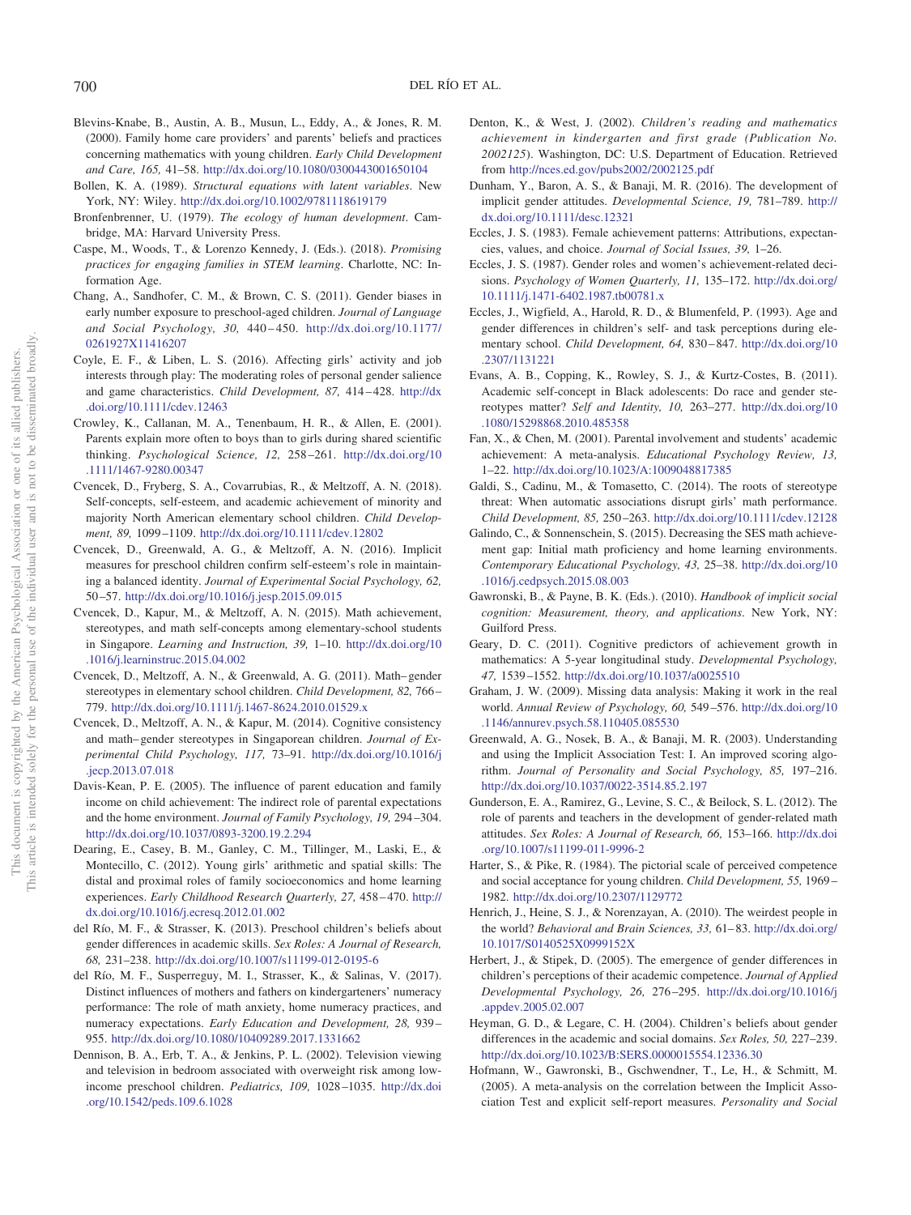Blevins-Knabe, B., Austin, A. B., Musun, L., Eddy, A., & Jones, R. M. (2000). Family home care providers' and parents' beliefs and practices concerning mathematics with young children. *Early Child Development and Care, 165,* 41–58. http://dx.doi.org/10.1080/0300443001650104

Bollen, K. A. (1989). *Structural equations with latent variables*. New York, NY: Wiley. http://dx.doi.org/10.1002/9781118619179

Bronfenbrenner, U. (1979). *The ecology of human development*. Cambridge, MA: Harvard University Press.

Caspe, M., Woods, T., & Lorenzo Kennedy, J. (Eds.). (2018). *Promising practices for engaging families in STEM learning*. Charlotte, NC: Information Age.

Chang, A., Sandhofer, C. M., & Brown, C. S. (2011). Gender biases in early number exposure to preschool-aged children. *Journal of Language and Social Psychology, 30,* 440–450. http://dx.doi.org/10.1177/0261927X11416207

Coyle, E. F., & Liben, L. S. (2016). Affecting girls' activity and job interests through play: The moderating roles of personal gender salience and game characteristics. *Child Development, 87,* 414–428. http://dx.doi.org/10.1111/cdev.12463

Crowley, K., Callanan, M. A., Tenenbaum, H. R., & Allen, E. (2001). Parents explain more often to boys than to girls during shared scientific thinking. *Psychological Science, 12,* 258–261. http://dx.doi.org/10.1111/1467-9280.00347

Cvencek, D., Fryberg, S. A., Covarrubias, R., & Meltzoff, A. N. (2018). Self-concepts, self-esteem, and academic achievement of minority and majority North American elementary school children. *Child Development, 89,* 1099–1109. http://dx.doi.org/10.1111/cdev.12802

Cvencek, D., Greenwald, A. G., & Meltzoff, A. N. (2016). Implicit measures for preschool children confirm self-esteem's role in maintaining a balanced identity. *Journal of Experimental Social Psychology, 62,* 50–57. http://dx.doi.org/10.1016/j.jesp.2015.09.015

Cvencek, D., Kapur, M., & Meltzoff, A. N. (2015). Math achievement, stereotypes, and math self-concepts among elementary-school students in Singapore. *Learning and Instruction, 39,* 1–10. http://dx.doi.org/10.1016/j.learninstruc.2015.04.002

Cvencek, D., Meltzoff, A. N., & Greenwald, A. G. (2011). Math–gender stereotypes in elementary school children. *Child Development, 82,* 766–779. http://dx.doi.org/10.1111/j.1467-8624.2010.01529.x

Cvencek, D., Meltzoff, A. N., & Kapur, M. (2014). Cognitive consistency and math–gender stereotypes in Singaporean children. *Journal of Experimental Child Psychology, 117,* 73–91. http://dx.doi.org/10.1016/j.jecp.2013.07.018

Davis-Kean, P. E. (2005). The influence of parent education and family income on child achievement: The indirect role of parental expectations and the home environment. *Journal of Family Psychology, 19,* 294–304. http://dx.doi.org/10.1037/0893-3200.19.2.294

Dearing, E., Casey, B. M., Ganley, C. M., Tillinger, M., Laski, E., & Montecillo, C. (2012). Young girls' arithmetic and spatial skills: The distal and proximal roles of family socioeconomics and home learning experiences. *Early Childhood Research Quarterly, 27,* 458–470. http://dx.doi.org/10.1016/j.ecresq.2012.01.002

del Río, M. F., & Strasser, K. (2013). Preschool children's beliefs about gender differences in academic skills. *Sex Roles: A Journal of Research, 68,* 231–238. http://dx.doi.org/10.1007/s11199-012-0195-6

del Río, M. F., Susperreguy, M. I., Strasser, K., & Salinas, V. (2017). Distinct influences of mothers and fathers on kindergarteners' numeracy performance: The role of math anxiety, home numeracy practices, and numeracy expectations. *Early Education and Development, 28,* 939–955. http://dx.doi.org/10.1080/10409289.2017.1331662

Dennison, B. A., Erb, T. A., & Jenkins, P. L. (2002). Television viewing and television in bedroom associated with overweight risk among low-income preschool children. *Pediatrics, 109,* 1028–1035. http://dx.doi.org/10.1542/peds.109.6.1028

Denton, K., & West, J. (2002). *Children's reading and mathematics achievement in kindergarten and first grade (Publication No. 2002125)*. Washington, DC: U.S. Department of Education. Retrieved from http://nces.ed.gov/pubs2002/2002125.pdf

Dunham, Y., Baron, A. S., & Banaji, M. R. (2016). The development of implicit gender attitudes. *Developmental Science, 19,* 781–789. http://dx.doi.org/10.1111/desc.12321

Eccles, J. S. (1983). Female achievement patterns: Attributions, expectancies, values, and choice. *Journal of Social Issues, 39,* 1–26.

Eccles, J. S. (1987). Gender roles and women's achievement-related decisions. *Psychology of Women Quarterly, 11,* 135–172. http://dx.doi.org/10.1111/j.1471-6402.1987.tb00781.x

Eccles, J., Wigfield, A., Harold, R. D., & Blumenfeld, P. (1993). Age and gender differences in children's self- and task perceptions during elementary school. *Child Development, 64,* 830–847. http://dx.doi.org/10.2307/1131221

Evans, A. B., Copping, K., Rowley, S. J., & Kurtz-Costes, B. (2011). Academic self-concept in Black adolescents: Do race and gender stereotypes matter? *Self and Identity, 10,* 263–277. http://dx.doi.org/10.1080/15298868.2010.485358

Fan, X., & Chen, M. (2001). Parental involvement and students' academic achievement: A meta-analysis. *Educational Psychology Review, 13,* 1–22. http://dx.doi.org/10.1023/A:1009048817385

Galdi, S., Cadinu, M., & Tomasetto, C. (2014). The roots of stereotype threat: When automatic associations disrupt girls' math performance. *Child Development, 85,* 250–263. http://dx.doi.org/10.1111/cdev.12128

Galindo, C., & Sonnenschein, S. (2015). Decreasing the SES math achievement gap: Initial math proficiency and home learning environments. *Contemporary Educational Psychology, 43,* 25–38. http://dx.doi.org/10.1016/j.cedpsych.2015.08.003

Gawronski, B., & Payne, B. K. (Eds.). (2010). *Handbook of implicit social cognition: Measurement, theory, and applications*. New York, NY: Guilford Press.

Geary, D. C. (2011). Cognitive predictors of achievement growth in mathematics: A 5-year longitudinal study. *Developmental Psychology, 47,* 1539–1552. http://dx.doi.org/10.1037/a0025510

Graham, J. W. (2009). Missing data analysis: Making it work in the real world. *Annual Review of Psychology, 60,* 549–576. http://dx.doi.org/10.1146/annurev.psych.58.110405.085530

Greenwald, A. G., Nosek, B. A., & Banaji, M. R. (2003). Understanding and using the Implicit Association Test: I. An improved scoring algorithm. *Journal of Personality and Social Psychology, 85,* 197–216. http://dx.doi.org/10.1037/0022-3514.85.2.197

Gunderson, E. A., Ramirez, G., Levine, S. C., & Beilock, S. L. (2012). The role of parents and teachers in the development of gender-related math attitudes. *Sex Roles: A Journal of Research, 66,* 153–166. http://dx.doi.org/10.1007/s11199-011-9996-2

Harter, S., & Pike, R. (1984). The pictorial scale of perceived competence and social acceptance for young children. *Child Development, 55,* 1969–1982. http://dx.doi.org/10.2307/1129772

Henrich, J., Heine, S. J., & Norenzayan, A. (2010). The weirdest people in the world? *Behavioral and Brain Sciences, 33,* 61–83. http://dx.doi.org/10.1017/S0140525X0999152X

Herbert, J., & Stipek, D. (2005). The emergence of gender differences in children's perceptions of their academic competence. *Journal of Applied Developmental Psychology, 26,* 276–295. http://dx.doi.org/10.1016/j.appdev.2005.02.007

Heyman, G. D., & Legare, C. H. (2004). Children's beliefs about gender differences in the academic and social domains. *Sex Roles, 50,* 227–239. http://dx.doi.org/10.1023/B:SERS.0000015554.12336.30

Hofmann, W., Gawronski, B., Gschwendner, T., Le, H., & Schmitt, M. (2005). A meta-analysis on the correlation between the Implicit Association Test and explicit self-report measures. *Personality and Social*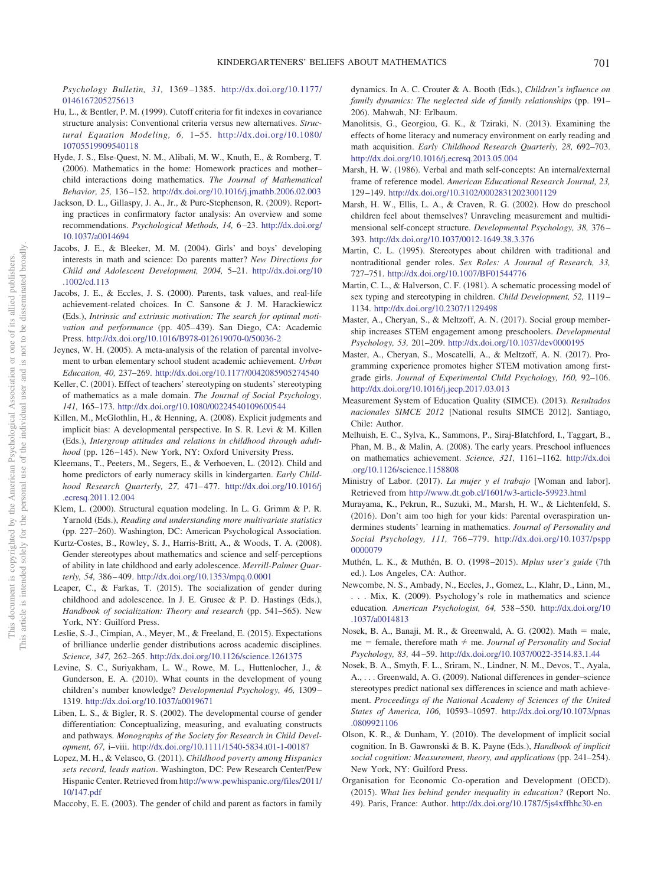*Psychology Bulletin, 31,* 1369–1385. http://dx.doi.org/10.1177/0146167205275613

Hu, L., & Bentler, P. M. (1999). Cutoff criteria for fit indexes in covariance structure analysis: Conventional criteria versus new alternatives. *Structural Equation Modeling, 6,* 1–55. http://dx.doi.org/10.1080/10705519909540118

Hyde, J. S., Else-Quest, N. M., Alibali, M. W., Knuth, E., & Romberg, T. (2006). Mathematics in the home: Homework practices and mother–child interactions doing mathematics. *The Journal of Mathematical Behavior, 25,* 136–152. http://dx.doi.org/10.1016/j.jmathb.2006.02.003

Jackson, D. L., Gillaspy, J. A., Jr., & Purc-Stephenson, R. (2009). Reporting practices in confirmatory factor analysis: An overview and some recommendations. *Psychological Methods, 14,* 6–23. http://dx.doi.org/10.1037/a0014694

Jacobs, J. E., & Bleeker, M. M. (2004). Girls' and boys' developing interests in math and science: Do parents matter? *New Directions for Child and Adolescent Development, 2004,* 5–21. http://dx.doi.org/10.1002/cd.113

Jacobs, J. E., & Eccles, J. S. (2000). Parents, task values, and real-life achievement-related choices. In C. Sansone & J. M. Harackiewicz (Eds.), *Intrinsic and extrinsic motivation: The search for optimal motivation and performance* (pp. 405–439). San Diego, CA: Academic Press. http://dx.doi.org/10.1016/B978-012619070-0/50036-2

Jeynes, W. H. (2005). A meta-analysis of the relation of parental involvement to urban elementary school student academic achievement. *Urban Education, 40,* 237–269. http://dx.doi.org/10.1177/0042085905274540

Keller, C. (2001). Effect of teachers' stereotyping on students' stereotyping of mathematics as a male domain. *The Journal of Social Psychology, 141,* 165–173. http://dx.doi.org/10.1080/00224540109600544

Killen, M., McGlothlin, H., & Henning, A. (2008). Explicit judgments and implicit bias: A developmental perspective. In S. R. Levi & M. Killen (Eds.), *Intergroup attitudes and relations in childhood through adulthood* (pp. 126–145). New York, NY: Oxford University Press.

Kleemans, T., Peeters, M., Segers, E., & Verhoeven, L. (2012). Child and home predictors of early numeracy skills in kindergarten. *Early Childhood Research Quarterly, 27,* 471–477. http://dx.doi.org/10.1016/j.ecresq.2011.12.004

Klem, L. (2000). Structural equation modeling. In L. G. Grimm & P. R. Yarnold (Eds.), *Reading and understanding more multivariate statistics* (pp. 227–260). Washington, DC: American Psychological Association.

Kurtz-Costes, B., Rowley, S. J., Harris-Britt, A., & Woods, T. A. (2008). Gender stereotypes about mathematics and science and self-perceptions of ability in late childhood and early adolescence. *Merrill-Palmer Quarterly, 54,* 386–409. http://dx.doi.org/10.1353/mpq.0.0001

Leaper, C., & Farkas, T. (2015). The socialization of gender during childhood and adolescence. In J. E. Grusec & P. D. Hastings (Eds.), *Handbook of socialization: Theory and research* (pp. 541–565). New York, NY: Guilford Press.

Leslie, S.-J., Cimpian, A., Meyer, M., & Freeland, E. (2015). Expectations of brilliance underlie gender distributions across academic disciplines. *Science, 347,* 262–265. http://dx.doi.org/10.1126/science.1261375

Levine, S. C., Suriyakham, L. W., Rowe, M. L., Huttenlocher, J., & Gunderson, E. A. (2010). What counts in the development of young children's number knowledge? *Developmental Psychology, 46,* 1309–1319. http://dx.doi.org/10.1037/a0019671

Liben, L. S., & Bigler, R. S. (2002). The developmental course of gender differentiation: Conceptualizing, measuring, and evaluating constructs and pathways. *Monographs of the Society for Research in Child Development, 67,* i–viii. http://dx.doi.org/10.1111/1540-5834.t01-1-00187

Lopez, M. H., & Velasco, G. (2011). *Childhood poverty among Hispanics sets record, leads nation*. Washington, DC: Pew Research Center/Pew Hispanic Center. Retrieved from http://www.pewhispanic.org/files/2011/10/147.pdf

Maccoby, E. E. (2003). The gender of child and parent as factors in family dynamics. In A. C. Crouter & A. Booth (Eds.), *Children's influence on family dynamics: The neglected side of family relationships* (pp. 191–206). Mahwah, NJ: Erlbaum.

Manolitsis, G., Georgiou, G. K., & Tziraki, N. (2013). Examining the effects of home literacy and numeracy environment on early reading and math acquisition. *Early Childhood Research Quarterly, 28,* 692–703. http://dx.doi.org/10.1016/j.ecresq.2013.05.004

Marsh, H. W. (1986). Verbal and math self-concepts: An internal/external frame of reference model. *American Educational Research Journal, 23,* 129–149. http://dx.doi.org/10.3102/00028312023001129

Marsh, H. W., Ellis, L. A., & Craven, R. G. (2002). How do preschool children feel about themselves? Unraveling measurement and multidimensional self-concept structure. *Developmental Psychology, 38,* 376–393. http://dx.doi.org/10.1037/0012-1649.38.3.376

Martin, C. L. (1995). Stereotypes about children with traditional and nontraditional gender roles. *Sex Roles: A Journal of Research, 33,* 727–751. http://dx.doi.org/10.1007/BF01544776

Martin, C. L., & Halverson, C. F. (1981). A schematic processing model of sex typing and stereotyping in children. *Child Development, 52,* 1119–1134. http://dx.doi.org/10.2307/1129498

Master, A., Cheryan, S., & Meltzoff, A. N. (2017). Social group membership increases STEM engagement among preschoolers. *Developmental Psychology, 53,* 201–209. http://dx.doi.org/10.1037/dev0000195

Master, A., Cheryan, S., Moscatelli, A., & Meltzoff, A. N. (2017). Programming experience promotes higher STEM motivation among first-grade girls. *Journal of Experimental Child Psychology, 160,* 92–106. http://dx.doi.org/10.1016/j.jecp.2017.03.013

Measurement System of Education Quality (SIMCE). (2013). *Resultados nacionales SIMCE 2012* [National results SIMCE 2012]. Santiago, Chile: Author.

Melhuish, E. C., Sylva, K., Sammons, P., Siraj-Blatchford, I., Taggart, B., Phan, M. B., & Malin, A. (2008). The early years. Preschool influences on mathematics achievement. *Science, 321,* 1161–1162. http://dx.doi.org/10.1126/science.1158808

Ministry of Labor. (2017). *La mujer y el trabajo* [Woman and labor]. Retrieved from http://www.dt.gob.cl/1601/w3-article-59923.html

Murayama, K., Pekrun, R., Suzuki, M., Marsh, H. W., & Lichtenfeld, S. (2016). Don't aim too high for your kids: Parental overaspiration undermines students' learning in mathematics. *Journal of Personality and Social Psychology, 111,* 766–779. http://dx.doi.org/10.1037/pspp0000079

Muthén, L. K., & Muthén, B. O. (1998–2015). *Mplus user's guide* (7th ed.). Los Angeles, CA: Author.

Newcombe, N. S., Ambady, N., Eccles, J., Gomez, L., Klahr, D., Linn, M., . . . Mix, K. (2009). Psychology's role in mathematics and science education. *American Psychologist, 64,* 538–550. http://dx.doi.org/10.1037/a0014813

Nosek, B. A., Banaji, M. R., & Greenwald, A. G. (2002). Math = male, me = female, therefore math ≠ me. *Journal of Personality and Social Psychology, 83,* 44–59. http://dx.doi.org/10.1037/0022-3514.83.1.44

Nosek, B. A., Smyth, F. L., Sriram, N., Lindner, N. M., Devos, T., Ayala, A., . . . Greenwald, A. G. (2009). National differences in gender–science stereotypes predict national sex differences in science and math achievement. *Proceedings of the National Academy of Sciences of the United States of America, 106,* 10593–10597. http://dx.doi.org/10.1073/pnas.0809921106

Olson, K. R., & Dunham, Y. (2010). The development of implicit social cognition. In B. Gawronski & B. K. Payne (Eds.), *Handbook of implicit social cognition: Measurement, theory, and applications* (pp. 241–254). New York, NY: Guilford Press.

Organisation for Economic Co-operation and Development (OECD). (2015). *What lies behind gender inequality in education?* (Report No. 49). Paris, France: Author. http://dx.doi.org/10.1787/5js4xffhhc30-en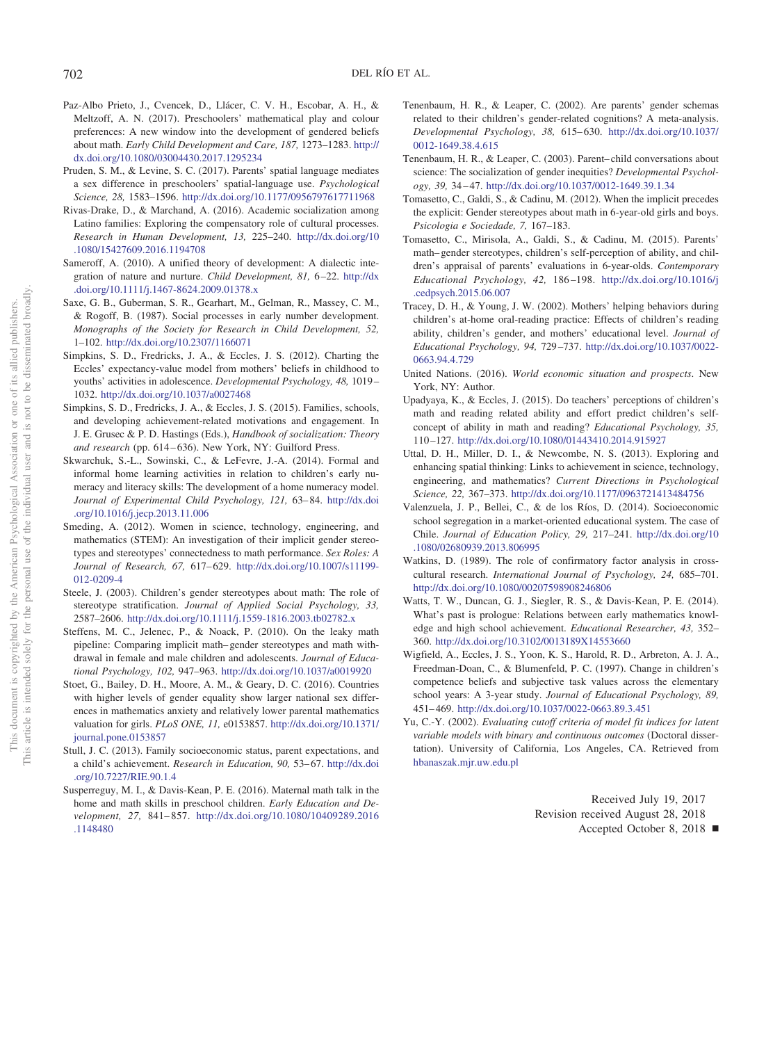Paz-Albo Prieto, J., Cvencek, D., Llácer, C. V. H., Escobar, A. H., & Meltzoff, A. N. (2017). Preschoolers' mathematical play and colour preferences: A new window into the development of gendered beliefs about math. *Early Child Development and Care, 187,* 1273–1283. http://dx.doi.org/10.1080/03004430.2017.1295234

Pruden, S. M., & Levine, S. C. (2017). Parents' spatial language mediates a sex difference in preschoolers' spatial-language use. *Psychological Science, 28,* 1583–1596. http://dx.doi.org/10.1177/0956797617711968

Rivas-Drake, D., & Marchand, A. (2016). Academic socialization among Latino families: Exploring the compensatory role of cultural processes. *Research in Human Development, 13,* 225–240. http://dx.doi.org/10.1080/15427609.2016.1194708

Sameroff, A. (2010). A unified theory of development: A dialectic integration of nature and nurture. *Child Development, 81,* 6–22. http://dx.doi.org/10.1111/j.1467-8624.2009.01378.x

Saxe, G. B., Guberman, S. R., Gearhart, M., Gelman, R., Massey, C. M., & Rogoff, B. (1987). Social processes in early number development. *Monographs of the Society for Research in Child Development, 52,* 1–102. http://dx.doi.org/10.2307/1166071

Simpkins, S. D., Fredricks, J. A., & Eccles, J. S. (2012). Charting the Eccles' expectancy-value model from mothers' beliefs in childhood to youths' activities in adolescence. *Developmental Psychology, 48,* 1019–1032. http://dx.doi.org/10.1037/a0027468

Simpkins, S. D., Fredricks, J. A., & Eccles, J. S. (2015). Families, schools, and developing achievement-related motivations and engagement. In J. E. Grusec & P. D. Hastings (Eds.), *Handbook of socialization: Theory and research* (pp. 614–636). New York, NY: Guilford Press.

Skwarchuk, S.-L., Sowinski, C., & LeFevre, J.-A. (2014). Formal and informal home learning activities in relation to children's early numeracy and literacy skills: The development of a home numeracy model. *Journal of Experimental Child Psychology, 121,* 63–84. http://dx.doi.org/10.1016/j.jecp.2013.11.006

Smeding, A. (2012). Women in science, technology, engineering, and mathematics (STEM): An investigation of their implicit gender stereotypes and stereotypes' connectedness to math performance. *Sex Roles: A Journal of Research, 67,* 617–629. http://dx.doi.org/10.1007/s11199-012-0209-4

Steele, J. (2003). Children's gender stereotypes about math: The role of stereotype stratification. *Journal of Applied Social Psychology, 33,* 2587–2606. http://dx.doi.org/10.1111/j.1559-1816.2003.tb02782.x

Steffens, M. C., Jelenec, P., & Noack, P. (2010). On the leaky math pipeline: Comparing implicit math–gender stereotypes and math withdrawal in female and male children and adolescents. *Journal of Educational Psychology, 102,* 947–963. http://dx.doi.org/10.1037/a0019920

Stoet, G., Bailey, D. H., Moore, A. M., & Geary, D. C. (2016). Countries with higher levels of gender equality show larger national sex differences in mathematics anxiety and relatively lower parental mathematics valuation for girls. *PLoS ONE, 11,* e0153857. http://dx.doi.org/10.1371/journal.pone.0153857

Stull, J. C. (2013). Family socioeconomic status, parent expectations, and a child's achievement. *Research in Education, 90,* 53–67. http://dx.doi.org/10.7227/RIE.90.1.4

Susperreguy, M. I., & Davis-Kean, P. E. (2016). Maternal math talk in the home and math skills in preschool children. *Early Education and Development, 27,* 841–857. http://dx.doi.org/10.1080/10409289.2016.1148480

Tenenbaum, H. R., & Leaper, C. (2002). Are parents' gender schemas related to their children's gender-related cognitions? A meta-analysis. *Developmental Psychology, 38,* 615–630. http://dx.doi.org/10.1037/0012-1649.38.4.615

Tenenbaum, H. R., & Leaper, C. (2003). Parent–child conversations about science: The socialization of gender inequities? *Developmental Psychology, 39,* 34–47. http://dx.doi.org/10.1037/0012-1649.39.1.34

Tomasetto, C., Galdi, S., & Cadinu, M. (2012). When the implicit precedes the explicit: Gender stereotypes about math in 6-year-old girls and boys. *Psicologia e Sociedade, 7,* 167–183.

Tomasetto, C., Mirisola, A., Galdi, S., & Cadinu, M. (2015). Parents' math–gender stereotypes, children's self-perception of ability, and children's appraisal of parents' evaluations in 6-year-olds. *Contemporary Educational Psychology, 42,* 186–198. http://dx.doi.org/10.1016/j.cedpsych.2015.06.007

Tracey, D. H., & Young, J. W. (2002). Mothers' helping behaviors during children's at-home oral-reading practice: Effects of children's reading ability, children's gender, and mothers' educational level. *Journal of Educational Psychology, 94,* 729–737. http://dx.doi.org/10.1037/0022-0663.94.4.729

United Nations. (2016). *World economic situation and prospects*. New York, NY: Author.

Upadyaya, K., & Eccles, J. (2015). Do teachers' perceptions of children's math and reading related ability and effort predict children's self-concept of ability in math and reading? *Educational Psychology, 35,* 110–127. http://dx.doi.org/10.1080/01443410.2014.915927

Uttal, D. H., Miller, D. I., & Newcombe, N. S. (2013). Exploring and enhancing spatial thinking: Links to achievement in science, technology, engineering, and mathematics? *Current Directions in Psychological Science, 22,* 367–373. http://dx.doi.org/10.1177/0963721413484756

Valenzuela, J. P., Bellei, C., & de los Ríos, D. (2014). Socioeconomic school segregation in a market-oriented educational system. The case of Chile. *Journal of Education Policy, 29,* 217–241. http://dx.doi.org/10.1080/02680939.2013.806995

Watkins, D. (1989). The role of confirmatory factor analysis in cross-cultural research. *International Journal of Psychology, 24,* 685–701. http://dx.doi.org/10.1080/00207598908246806

Watts, T. W., Duncan, G. J., Siegler, R. S., & Davis-Kean, P. E. (2014). What's past is prologue: Relations between early mathematics knowledge and high school achievement. *Educational Researcher, 43,* 352–360. http://dx.doi.org/10.3102/0013189X14553660

Wigfield, A., Eccles, J. S., Yoon, K. S., Harold, R. D., Arbreton, A. J. A., Freedman-Doan, C., & Blumenfeld, P. C. (1997). Change in children's competence beliefs and subjective task values across the elementary school years: A 3-year study. *Journal of Educational Psychology, 89,* 451–469. http://dx.doi.org/10.1037/0022-0663.89.3.451

Yu, C.-Y. (2002). *Evaluating cutoff criteria of model fit indices for latent variable models with binary and continuous outcomes* (Doctoral dissertation). University of California, Los Angeles, CA. Retrieved from hbanaszak.mjr.uw.edu.pl

Received July 19, 2017
Revision received August 28, 2018
Accepted October 8, 2018 ■